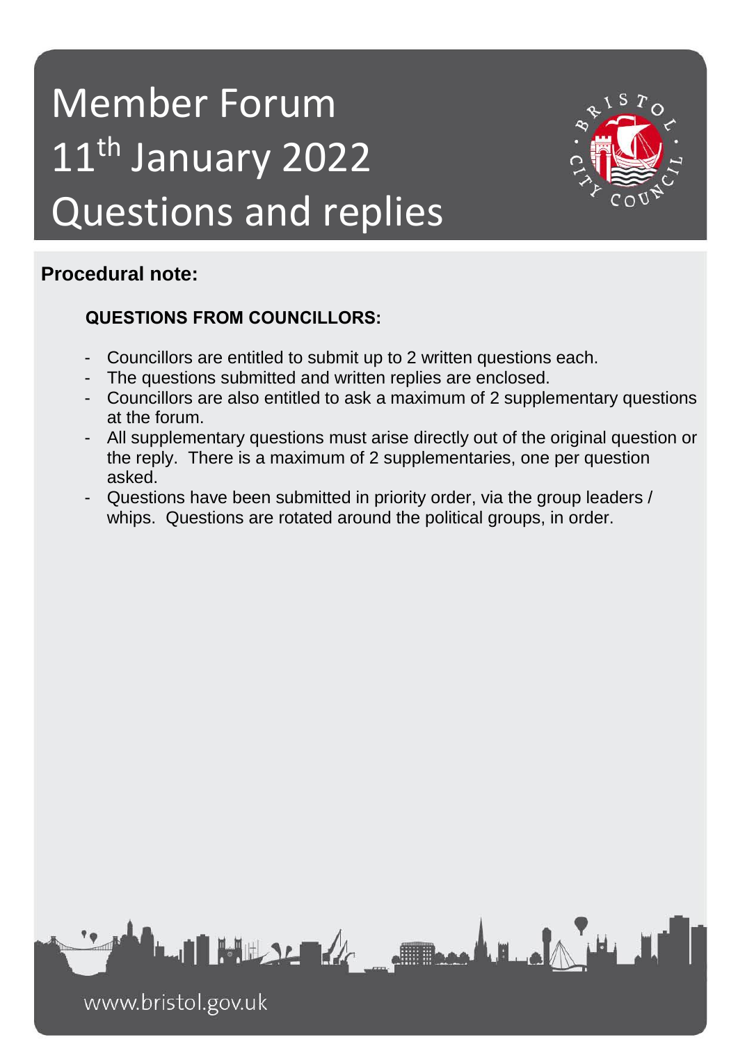# Member Forum
# 11th January 2022
# Questions and replies

## Procedural note:

### QUESTIONS FROM COUNCILLORS:

- Councillors are entitled to submit up to 2 written questions each.
- The questions submitted and written replies are enclosed.
- Councillors are also entitled to ask a maximum of 2 supplementary questions at the forum.
- All supplementary questions must arise directly out of the original question or the reply. There is a maximum of 2 supplementaries, one per question asked.
- Questions have been submitted in priority order, via the group leaders / whips. Questions are rotated around the political groups, in order.

www.bristol.gov.uk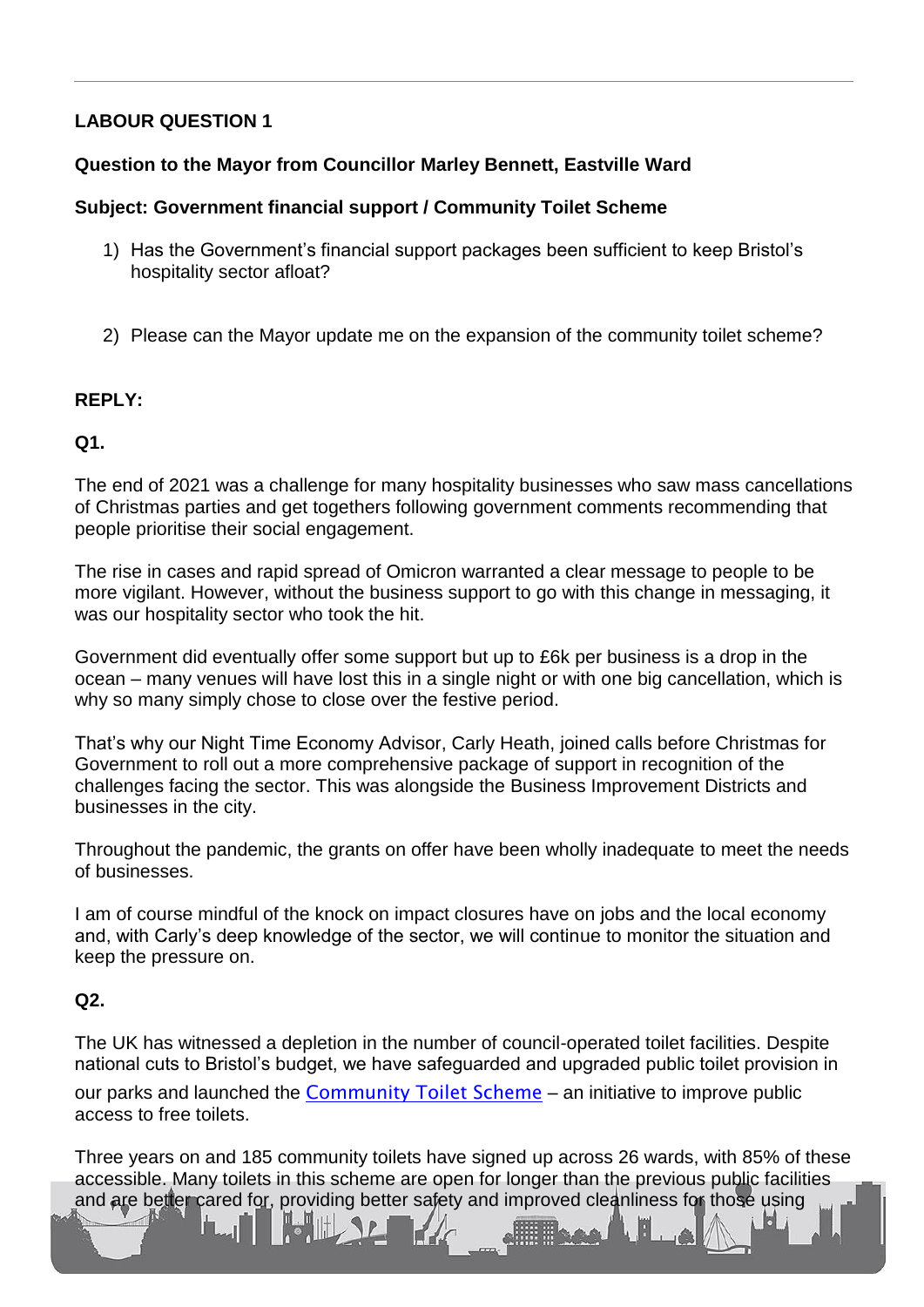**LABOUR QUESTION 1**

**Question to the Mayor from Councillor Marley Bennett, Eastville Ward**

**Subject: Government financial support / Community Toilet Scheme**

1) Has the Government's financial support packages been sufficient to keep Bristol's hospitality sector afloat?

2) Please can the Mayor update me on the expansion of the community toilet scheme?

**REPLY:**

**Q1.**

The end of 2021 was a challenge for many hospitality businesses who saw mass cancellations of Christmas parties and get togethers following government comments recommending that people prioritise their social engagement.

The rise in cases and rapid spread of Omicron warranted a clear message to people to be more vigilant. However, without the business support to go with this change in messaging, it was our hospitality sector who took the hit.

Government did eventually offer some support but up to £6k per business is a drop in the ocean – many venues will have lost this in a single night or with one big cancellation, which is why so many simply chose to close over the festive period.

That's why our Night Time Economy Advisor, Carly Heath, joined calls before Christmas for Government to roll out a more comprehensive package of support in recognition of the challenges facing the sector. This was alongside the Business Improvement Districts and businesses in the city.

Throughout the pandemic, the grants on offer have been wholly inadequate to meet the needs of businesses.

I am of course mindful of the knock on impact closures have on jobs and the local economy and, with Carly's deep knowledge of the sector, we will continue to monitor the situation and keep the pressure on.

**Q2.**

The UK has witnessed a depletion in the number of council-operated toilet facilities. Despite national cuts to Bristol's budget, we have safeguarded and upgraded public toilet provision in our parks and launched the Community Toilet Scheme – an initiative to improve public access to free toilets.

Three years on and 185 community toilets have signed up across 26 wards, with 85% of these accessible. Many toilets in this scheme are open for longer than the previous public facilities and are better cared for, providing better safety and improved cleanliness for those using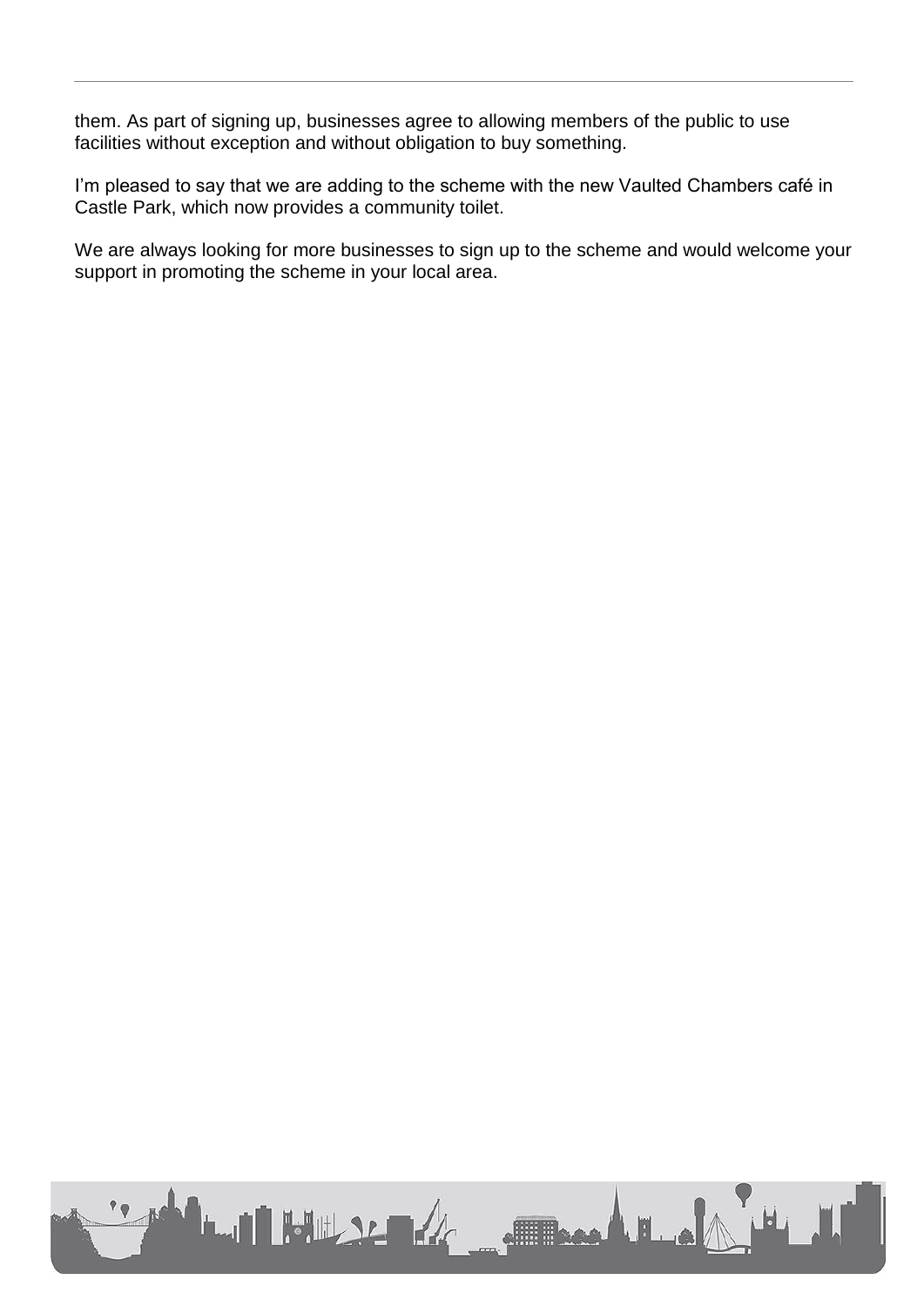them. As part of signing up, businesses agree to allowing members of the public to use facilities without exception and without obligation to buy something.

I'm pleased to say that we are adding to the scheme with the new Vaulted Chambers café in Castle Park, which now provides a community toilet.

We are always looking for more businesses to sign up to the scheme and would welcome your support in promoting the scheme in your local area.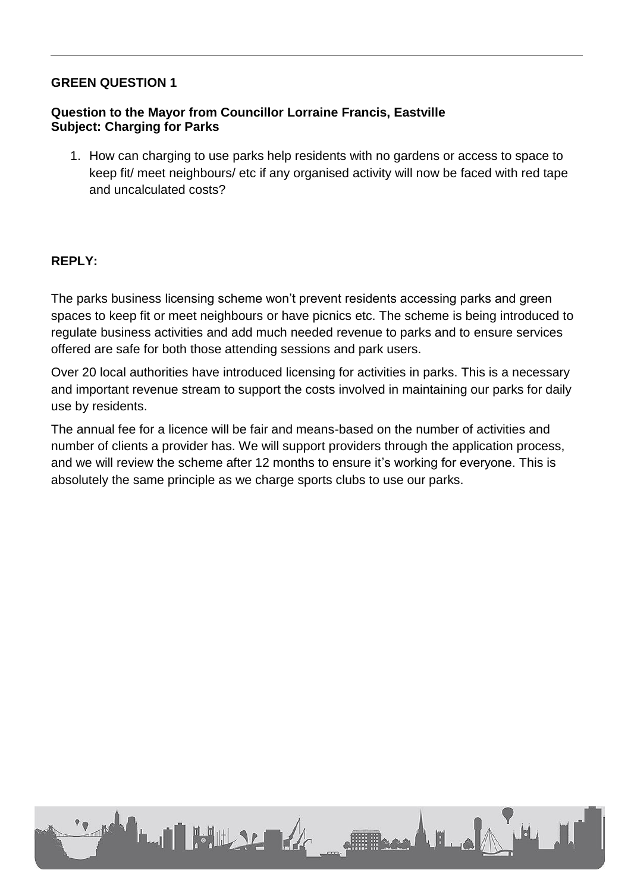## GREEN QUESTION 1

**Question to the Mayor from Councillor Lorraine Francis, Eastville**
**Subject: Charging for Parks**

1. How can charging to use parks help residents with no gardens or access to space to keep fit/ meet neighbours/ etc if any organised activity will now be faced with red tape and uncalculated costs?

**REPLY:**

The parks business licensing scheme won't prevent residents accessing parks and green spaces to keep fit or meet neighbours or have picnics etc. The scheme is being introduced to regulate business activities and add much needed revenue to parks and to ensure services offered are safe for both those attending sessions and park users.

Over 20 local authorities have introduced licensing for activities in parks. This is a necessary and important revenue stream to support the costs involved in maintaining our parks for daily use by residents.

The annual fee for a licence will be fair and means-based on the number of activities and number of clients a provider has. We will support providers through the application process, and we will review the scheme after 12 months to ensure it's working for everyone. This is absolutely the same principle as we charge sports clubs to use our parks.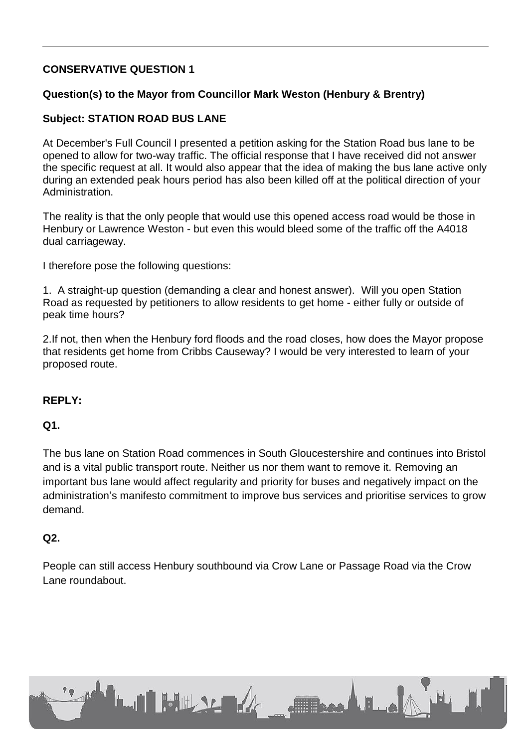**CONSERVATIVE QUESTION 1**

**Question(s) to the Mayor from Councillor Mark Weston (Henbury & Brentry)**

**Subject: STATION ROAD BUS LANE**

At December's Full Council I presented a petition asking for the Station Road bus lane to be opened to allow for two-way traffic. The official response that I have received did not answer the specific request at all. It would also appear that the idea of making the bus lane active only during an extended peak hours period has also been killed off at the political direction of your Administration.

The reality is that the only people that would use this opened access road would be those in Henbury or Lawrence Weston - but even this would bleed some of the traffic off the A4018 dual carriageway.

I therefore pose the following questions:

1. A straight-up question (demanding a clear and honest answer). Will you open Station Road as requested by petitioners to allow residents to get home - either fully or outside of peak time hours?

2.If not, then when the Henbury ford floods and the road closes, how does the Mayor propose that residents get home from Cribbs Causeway? I would be very interested to learn of your proposed route.

**REPLY:**

**Q1.**

The bus lane on Station Road commences in South Gloucestershire and continues into Bristol and is a vital public transport route. Neither us nor them want to remove it. Removing an important bus lane would affect regularity and priority for buses and negatively impact on the administration's manifesto commitment to improve bus services and prioritise services to grow demand.

**Q2.**

People can still access Henbury southbound via Crow Lane or Passage Road via the Crow Lane roundabout.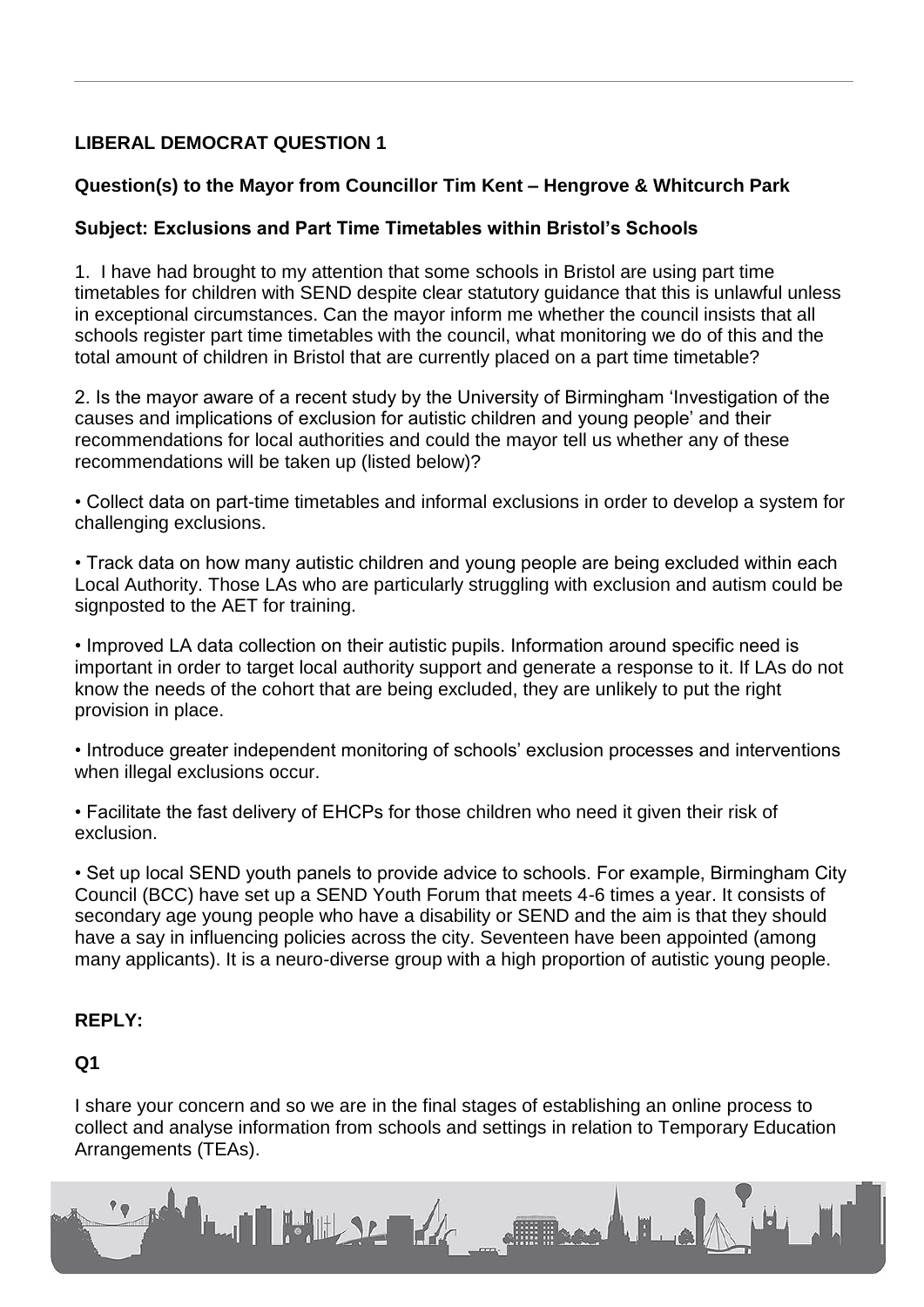**LIBERAL DEMOCRAT QUESTION 1**

**Question(s) to the Mayor from Councillor Tim Kent – Hengrove & Whitcurch Park**

**Subject: Exclusions and Part Time Timetables within Bristol's Schools**

1. I have had brought to my attention that some schools in Bristol are using part time timetables for children with SEND despite clear statutory guidance that this is unlawful unless in exceptional circumstances. Can the mayor inform me whether the council insists that all schools register part time timetables with the council, what monitoring we do of this and the total amount of children in Bristol that are currently placed on a part time timetable?

2. Is the mayor aware of a recent study by the University of Birmingham 'Investigation of the causes and implications of exclusion for autistic children and young people' and their recommendations for local authorities and could the mayor tell us whether any of these recommendations will be taken up (listed below)?

- Collect data on part-time timetables and informal exclusions in order to develop a system for challenging exclusions.
- Track data on how many autistic children and young people are being excluded within each Local Authority. Those LAs who are particularly struggling with exclusion and autism could be signposted to the AET for training.
- Improved LA data collection on their autistic pupils. Information around specific need is important in order to target local authority support and generate a response to it. If LAs do not know the needs of the cohort that are being excluded, they are unlikely to put the right provision in place.
- Introduce greater independent monitoring of schools' exclusion processes and interventions when illegal exclusions occur.
- Facilitate the fast delivery of EHCPs for those children who need it given their risk of exclusion.
- Set up local SEND youth panels to provide advice to schools. For example, Birmingham City Council (BCC) have set up a SEND Youth Forum that meets 4-6 times a year. It consists of secondary age young people who have a disability or SEND and the aim is that they should have a say in influencing policies across the city. Seventeen have been appointed (among many applicants). It is a neuro-diverse group with a high proportion of autistic young people.

**REPLY:**

**Q1**

I share your concern and so we are in the final stages of establishing an online process to collect and analyse information from schools and settings in relation to Temporary Education Arrangements (TEAs).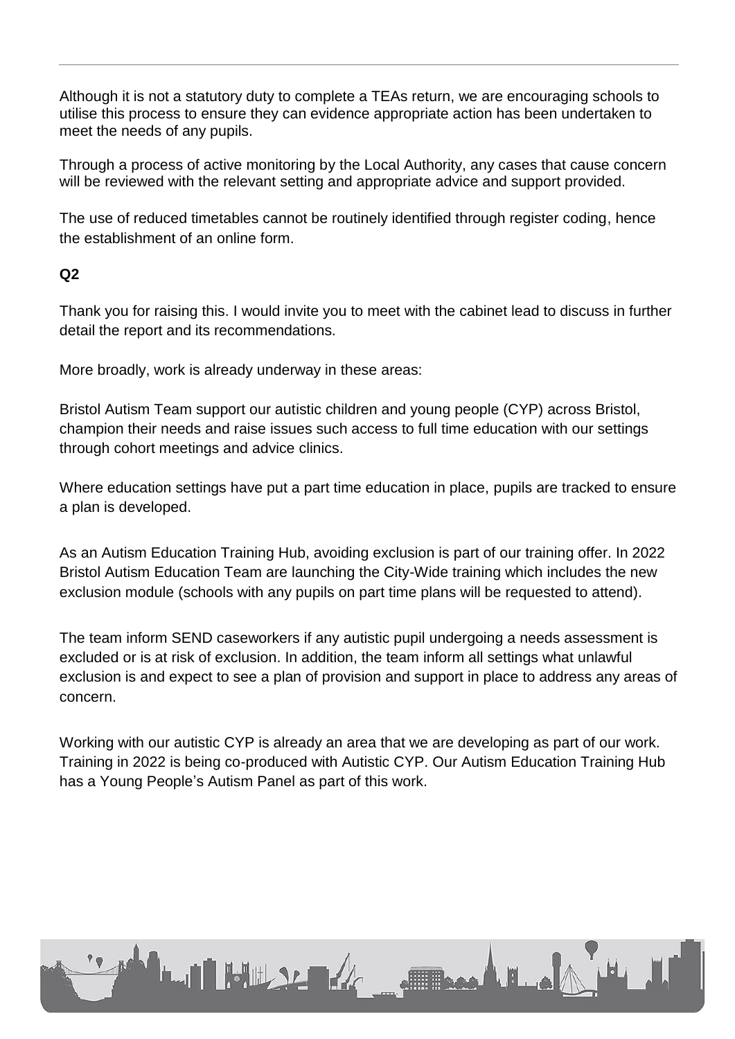Although it is not a statutory duty to complete a TEAs return, we are encouraging schools to utilise this process to ensure they can evidence appropriate action has been undertaken to meet the needs of any pupils.

Through a process of active monitoring by the Local Authority, any cases that cause concern will be reviewed with the relevant setting and appropriate advice and support provided.

The use of reduced timetables cannot be routinely identified through register coding, hence the establishment of an online form.

**Q2**

Thank you for raising this. I would invite you to meet with the cabinet lead to discuss in further detail the report and its recommendations.

More broadly, work is already underway in these areas:

Bristol Autism Team support our autistic children and young people (CYP) across Bristol, champion their needs and raise issues such access to full time education with our settings through cohort meetings and advice clinics.

Where education settings have put a part time education in place, pupils are tracked to ensure a plan is developed.

As an Autism Education Training Hub, avoiding exclusion is part of our training offer. In 2022 Bristol Autism Education Team are launching the City-Wide training which includes the new exclusion module (schools with any pupils on part time plans will be requested to attend).

The team inform SEND caseworkers if any autistic pupil undergoing a needs assessment is excluded or is at risk of exclusion. In addition, the team inform all settings what unlawful exclusion is and expect to see a plan of provision and support in place to address any areas of concern.

Working with our autistic CYP is already an area that we are developing as part of our work. Training in 2022 is being co-produced with Autistic CYP. Our Autism Education Training Hub has a Young People's Autism Panel as part of this work.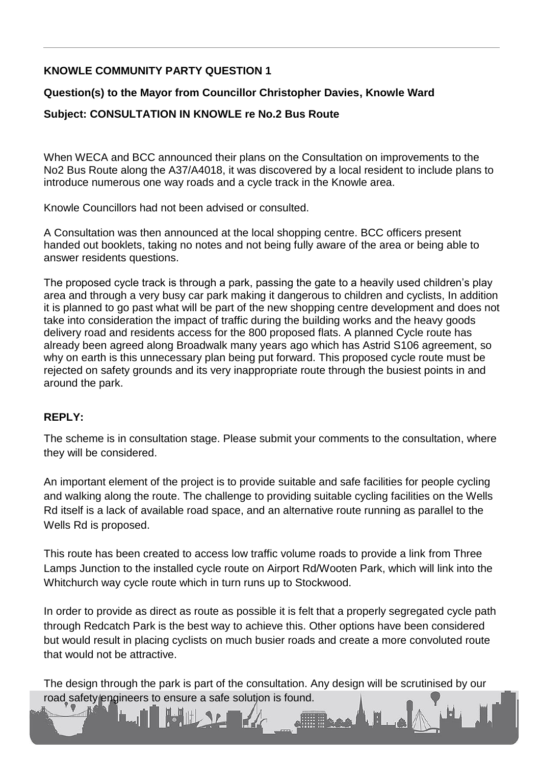**KNOWLE COMMUNITY PARTY QUESTION 1**

**Question(s) to the Mayor from Councillor Christopher Davies, Knowle Ward**

**Subject: CONSULTATION IN KNOWLE re No.2 Bus Route**

When WECA and BCC announced their plans on the Consultation on improvements to the No2 Bus Route along the A37/A4018, it was discovered by a local resident to include plans to introduce numerous one way roads and a cycle track in the Knowle area.

Knowle Councillors had not been advised or consulted.

A Consultation was then announced at the local shopping centre. BCC officers present handed out booklets, taking no notes and not being fully aware of the area or being able to answer residents questions.

The proposed cycle track is through a park, passing the gate to a heavily used children's play area and through a very busy car park making it dangerous to children and cyclists, In addition it is planned to go past what will be part of the new shopping centre development and does not take into consideration the impact of traffic during the building works and the heavy goods delivery road and residents access for the 800 proposed flats. A planned Cycle route has already been agreed along Broadwalk many years ago which has Astrid S106 agreement, so why on earth is this unnecessary plan being put forward. This proposed cycle route must be rejected on safety grounds and its very inappropriate route through the busiest points in and around the park.

**REPLY:**

The scheme is in consultation stage. Please submit your comments to the consultation, where they will be considered.

An important element of the project is to provide suitable and safe facilities for people cycling and walking along the route. The challenge to providing suitable cycling facilities on the Wells Rd itself is a lack of available road space, and an alternative route running as parallel to the Wells Rd is proposed.

This route has been created to access low traffic volume roads to provide a link from Three Lamps Junction to the installed cycle route on Airport Rd/Wooten Park, which will link into the Whitchurch way cycle route which in turn runs up to Stockwood.

In order to provide as direct as route as possible it is felt that a properly segregated cycle path through Redcatch Park is the best way to achieve this. Other options have been considered but would result in placing cyclists on much busier roads and create a more convoluted route that would not be attractive.

The design through the park is part of the consultation. Any design will be scrutinised by our road safety engineers to ensure a safe solution is found.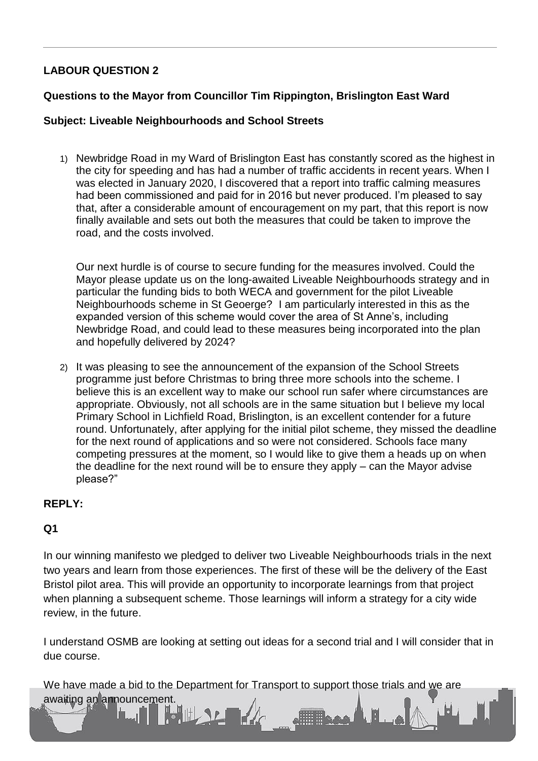**LABOUR QUESTION 2**

**Questions to the Mayor from Councillor Tim Rippington, Brislington East Ward**

**Subject: Liveable Neighbourhoods and School Streets**

1) Newbridge Road in my Ward of Brislington East has constantly scored as the highest in the city for speeding and has had a number of traffic accidents in recent years. When I was elected in January 2020, I discovered that a report into traffic calming measures had been commissioned and paid for in 2016 but never produced. I'm pleased to say that, after a considerable amount of encouragement on my part, that this report is now finally available and sets out both the measures that could be taken to improve the road, and the costs involved.

   Our next hurdle is of course to secure funding for the measures involved. Could the Mayor please update us on the long-awaited Liveable Neighbourhoods strategy and in particular the funding bids to both WECA and government for the pilot Liveable Neighbourhoods scheme in St Geoerge? I am particularly interested in this as the expanded version of this scheme would cover the area of St Anne's, including Newbridge Road, and could lead to these measures being incorporated into the plan and hopefully delivered by 2024?

2) It was pleasing to see the announcement of the expansion of the School Streets programme just before Christmas to bring three more schools into the scheme. I believe this is an excellent way to make our school run safer where circumstances are appropriate. Obviously, not all schools are in the same situation but I believe my local Primary School in Lichfield Road, Brislington, is an excellent contender for a future round. Unfortunately, after applying for the initial pilot scheme, they missed the deadline for the next round of applications and so were not considered. Schools face many competing pressures at the moment, so I would like to give them a heads up on when the deadline for the next round will be to ensure they apply – can the Mayor advise please?"

**REPLY:**

**Q1**

In our winning manifesto we pledged to deliver two Liveable Neighbourhoods trials in the next two years and learn from those experiences. The first of these will be the delivery of the East Bristol pilot area. This will provide an opportunity to incorporate learnings from that project when planning a subsequent scheme. Those learnings will inform a strategy for a city wide review, in the future.

I understand OSMB are looking at setting out ideas for a second trial and I will consider that in due course.

We have made a bid to the Department for Transport to support those trials and we are awaiting an announcement.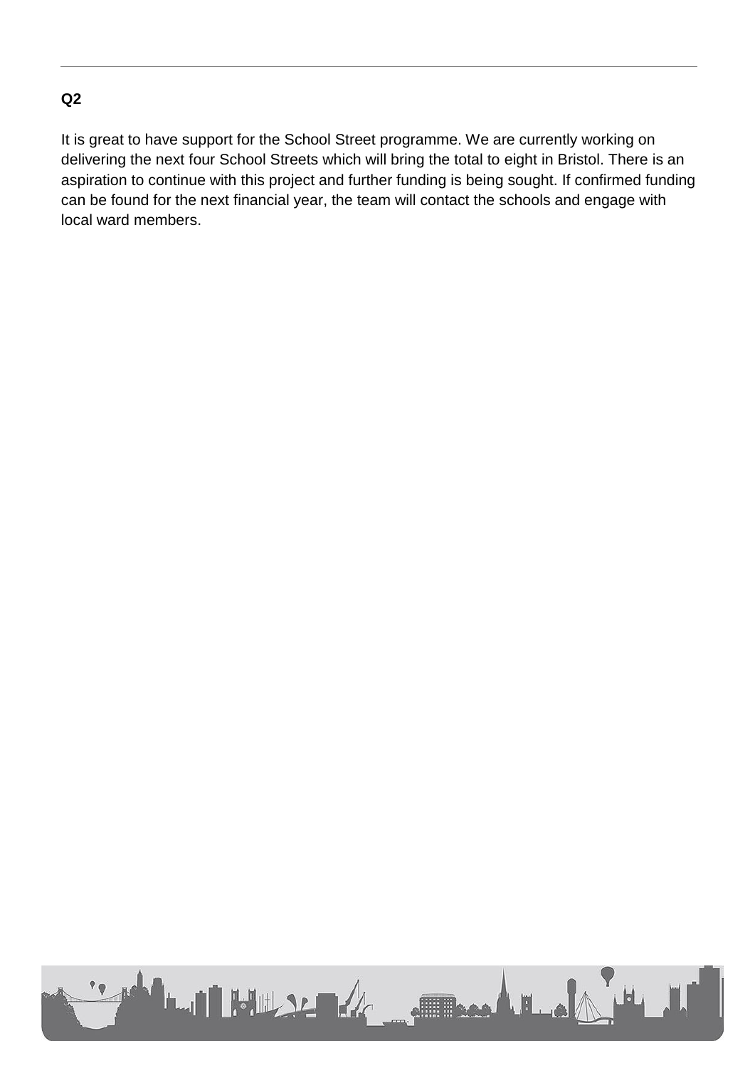**Q2**

It is great to have support for the School Street programme. We are currently working on delivering the next four School Streets which will bring the total to eight in Bristol. There is an aspiration to continue with this project and further funding is being sought. If confirmed funding can be found for the next financial year, the team will contact the schools and engage with local ward members.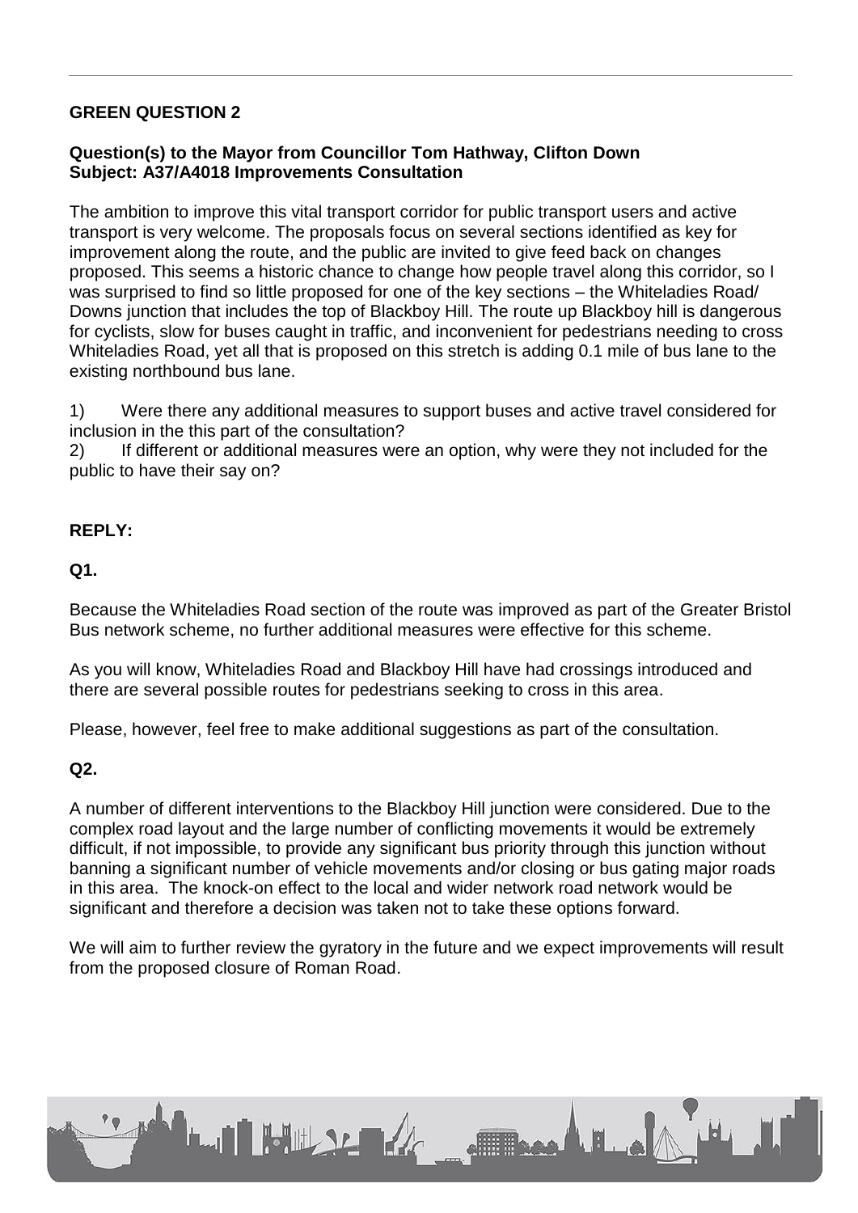**GREEN QUESTION 2**

**Question(s) to the Mayor from Councillor Tom Hathway, Clifton Down**
**Subject: A37/A4018 Improvements Consultation**

The ambition to improve this vital transport corridor for public transport users and active transport is very welcome. The proposals focus on several sections identified as key for improvement along the route, and the public are invited to give feed back on changes proposed. This seems a historic chance to change how people travel along this corridor, so I was surprised to find so little proposed for one of the key sections – the Whiteladies Road/ Downs junction that includes the top of Blackboy Hill. The route up Blackboy hill is dangerous for cyclists, slow for buses caught in traffic, and inconvenient for pedestrians needing to cross Whiteladies Road, yet all that is proposed on this stretch is adding 0.1 mile of bus lane to the existing northbound bus lane.

1) Were there any additional measures to support buses and active travel considered for inclusion in the this part of the consultation?
2) If different or additional measures were an option, why were they not included for the public to have their say on?

**REPLY:**

**Q1.**

Because the Whiteladies Road section of the route was improved as part of the Greater Bristol Bus network scheme, no further additional measures were effective for this scheme.

As you will know, Whiteladies Road and Blackboy Hill have had crossings introduced and there are several possible routes for pedestrians seeking to cross in this area.

Please, however, feel free to make additional suggestions as part of the consultation.

**Q2.**

A number of different interventions to the Blackboy Hill junction were considered. Due to the complex road layout and the large number of conflicting movements it would be extremely difficult, if not impossible, to provide any significant bus priority through this junction without banning a significant number of vehicle movements and/or closing or bus gating major roads in this area. The knock-on effect to the local and wider network road network would be significant and therefore a decision was taken not to take these options forward.

We will aim to further review the gyratory in the future and we expect improvements will result from the proposed closure of Roman Road.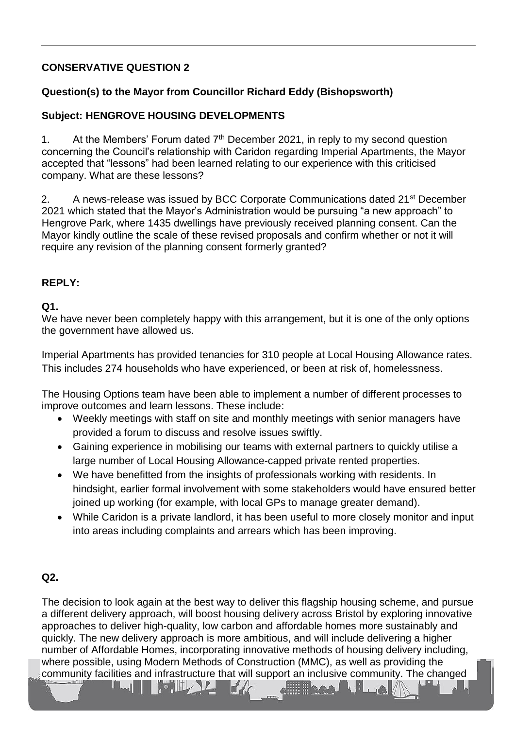**CONSERVATIVE QUESTION 2**

**Question(s) to the Mayor from Councillor Richard Eddy (Bishopsworth)**

**Subject: HENGROVE HOUSING DEVELOPMENTS**

1. At the Members' Forum dated 7th December 2021, in reply to my second question concerning the Council's relationship with Caridon regarding Imperial Apartments, the Mayor accepted that "lessons" had been learned relating to our experience with this criticised company. What are these lessons?

2. A news-release was issued by BCC Corporate Communications dated 21st December 2021 which stated that the Mayor's Administration would be pursuing "a new approach" to Hengrove Park, where 1435 dwellings have previously received planning consent. Can the Mayor kindly outline the scale of these revised proposals and confirm whether or not it will require any revision of the planning consent formerly granted?

**REPLY:**

**Q1.**

We have never been completely happy with this arrangement, but it is one of the only options the government have allowed us.

Imperial Apartments has provided tenancies for 310 people at Local Housing Allowance rates. This includes 274 households who have experienced, or been at risk of, homelessness.

The Housing Options team have been able to implement a number of different processes to improve outcomes and learn lessons. These include:

- Weekly meetings with staff on site and monthly meetings with senior managers have provided a forum to discuss and resolve issues swiftly.
- Gaining experience in mobilising our teams with external partners to quickly utilise a large number of Local Housing Allowance-capped private rented properties.
- We have benefitted from the insights of professionals working with residents. In hindsight, earlier formal involvement with some stakeholders would have ensured better joined up working (for example, with local GPs to manage greater demand).
- While Caridon is a private landlord, it has been useful to more closely monitor and input into areas including complaints and arrears which has been improving.

**Q2.**

The decision to look again at the best way to deliver this flagship housing scheme, and pursue a different delivery approach, will boost housing delivery across Bristol by exploring innovative approaches to deliver high-quality, low carbon and affordable homes more sustainably and quickly. The new delivery approach is more ambitious, and will include delivering a higher number of Affordable Homes, incorporating innovative methods of housing delivery including, where possible, using Modern Methods of Construction (MMC), as well as providing the community facilities and infrastructure that will support an inclusive community. The changed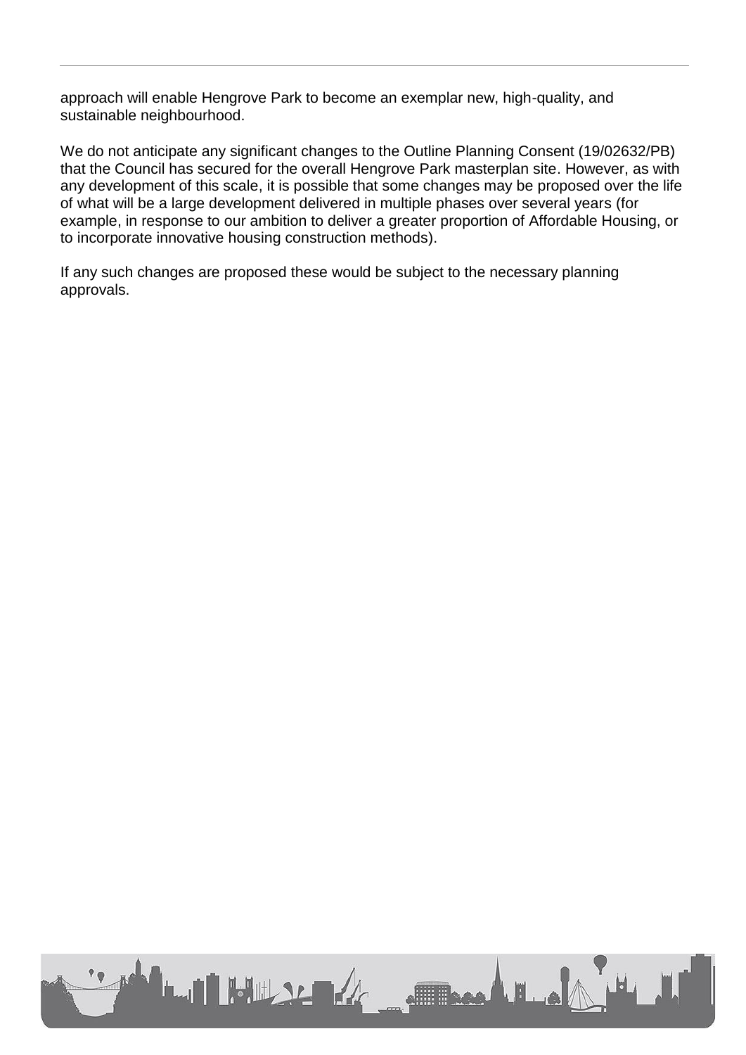approach will enable Hengrove Park to become an exemplar new, high-quality, and sustainable neighbourhood.

We do not anticipate any significant changes to the Outline Planning Consent (19/02632/PB) that the Council has secured for the overall Hengrove Park masterplan site. However, as with any development of this scale, it is possible that some changes may be proposed over the life of what will be a large development delivered in multiple phases over several years (for example, in response to our ambition to deliver a greater proportion of Affordable Housing, or to incorporate innovative housing construction methods).

If any such changes are proposed these would be subject to the necessary planning approvals.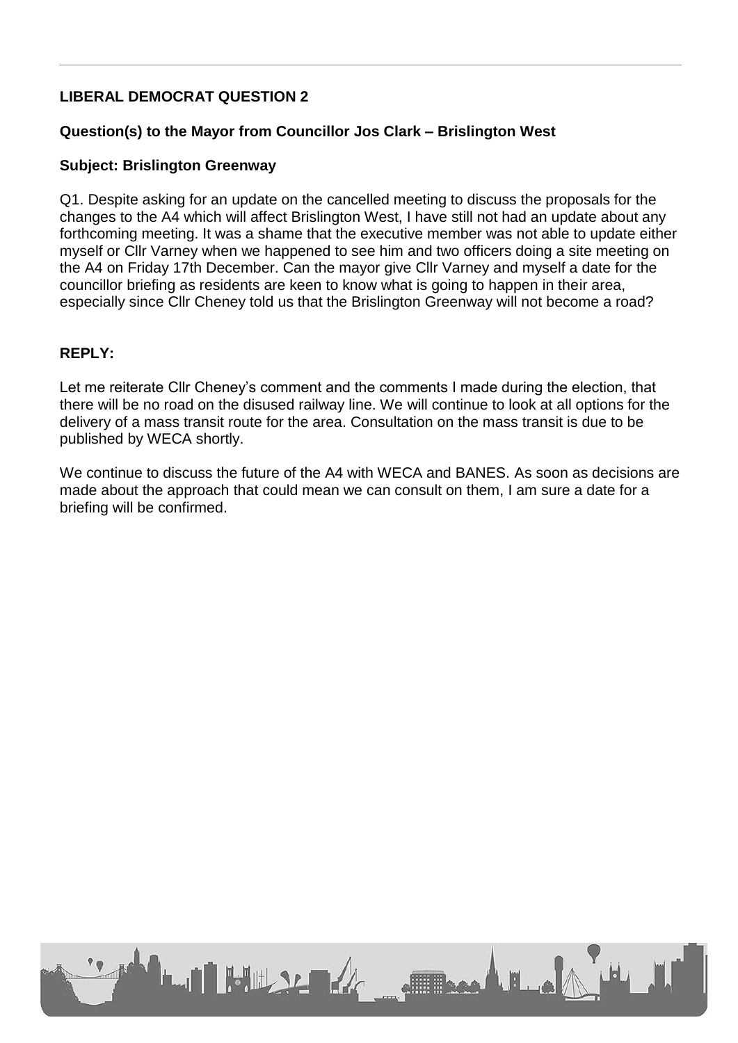**LIBERAL DEMOCRAT QUESTION 2**

**Question(s) to the Mayor from Councillor Jos Clark – Brislington West**

**Subject: Brislington Greenway**

Q1. Despite asking for an update on the cancelled meeting to discuss the proposals for the changes to the A4 which will affect Brislington West, I have still not had an update about any forthcoming meeting. It was a shame that the executive member was not able to update either myself or Cllr Varney when we happened to see him and two officers doing a site meeting on the A4 on Friday 17th December. Can the mayor give Cllr Varney and myself a date for the councillor briefing as residents are keen to know what is going to happen in their area, especially since Cllr Cheney told us that the Brislington Greenway will not become a road?

**REPLY:**

Let me reiterate Cllr Cheney's comment and the comments I made during the election, that there will be no road on the disused railway line. We will continue to look at all options for the delivery of a mass transit route for the area. Consultation on the mass transit is due to be published by WECA shortly.

We continue to discuss the future of the A4 with WECA and BANES. As soon as decisions are made about the approach that could mean we can consult on them, I am sure a date for a briefing will be confirmed.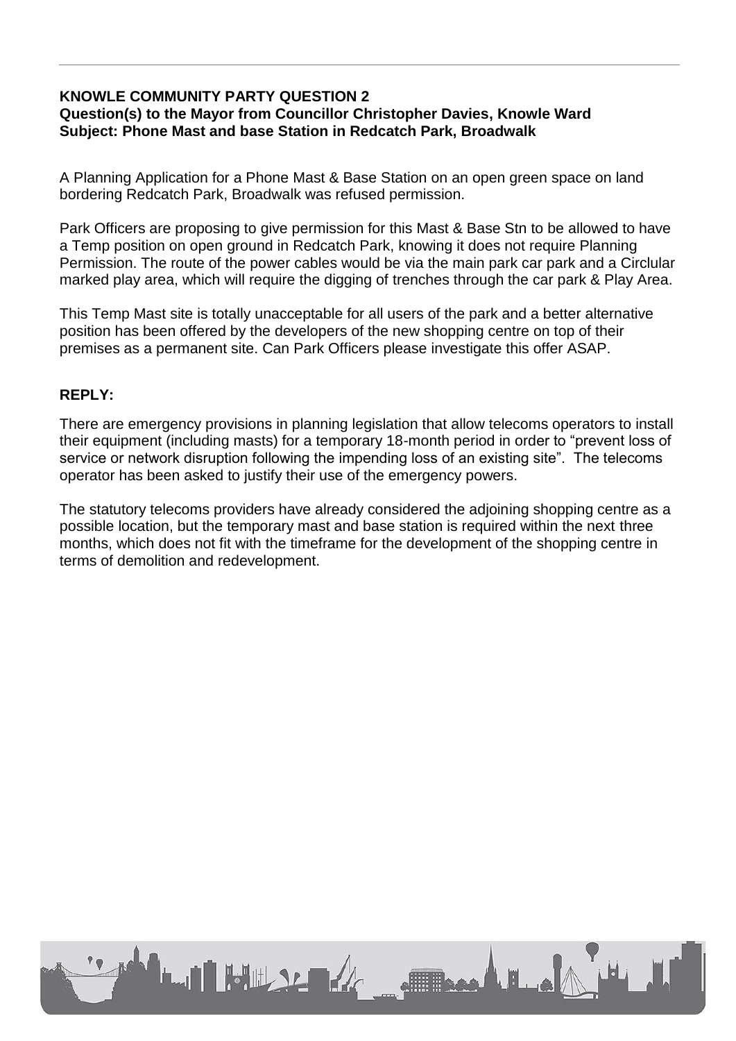**KNOWLE COMMUNITY PARTY QUESTION 2**
**Question(s) to the Mayor from Councillor Christopher Davies, Knowle Ward**
**Subject: Phone Mast and base Station in Redcatch Park, Broadwalk**

A Planning Application for a Phone Mast & Base Station on an open green space on land bordering Redcatch Park, Broadwalk was refused permission.

Park Officers are proposing to give permission for this Mast & Base Stn to be allowed to have a Temp position on open ground in Redcatch Park, knowing it does not require Planning Permission. The route of the power cables would be via the main park car park and a Circlular marked play area, which will require the digging of trenches through the car park & Play Area.

This Temp Mast site is totally unacceptable for all users of the park and a better alternative position has been offered by the developers of the new shopping centre on top of their premises as a permanent site. Can Park Officers please investigate this offer ASAP.

**REPLY:**

There are emergency provisions in planning legislation that allow telecoms operators to install their equipment (including masts) for a temporary 18-month period in order to "prevent loss of service or network disruption following the impending loss of an existing site". The telecoms operator has been asked to justify their use of the emergency powers.

The statutory telecoms providers have already considered the adjoining shopping centre as a possible location, but the temporary mast and base station is required within the next three months, which does not fit with the timeframe for the development of the shopping centre in terms of demolition and redevelopment.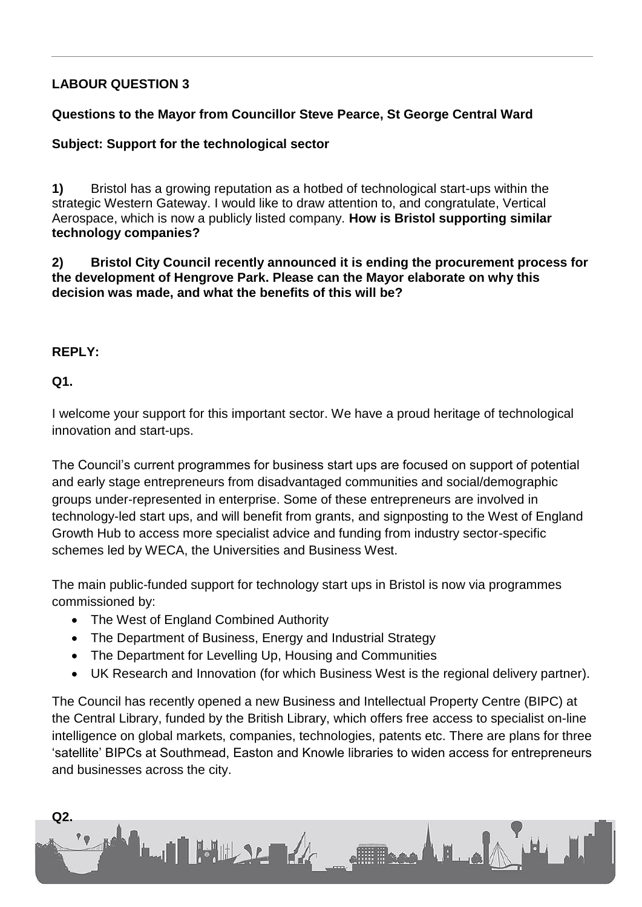## LABOUR QUESTION 3

**Questions to the Mayor from Councillor Steve Pearce, St George Central Ward**

**Subject: Support for the technological sector**

**1)** Bristol has a growing reputation as a hotbed of technological start-ups within the strategic Western Gateway. I would like to draw attention to, and congratulate, Vertical Aerospace, which is now a publicly listed company. **How is Bristol supporting similar technology companies?**

**2) Bristol City Council recently announced it is ending the procurement process for the development of Hengrove Park. Please can the Mayor elaborate on why this decision was made, and what the benefits of this will be?**

**REPLY:**

**Q1.**

I welcome your support for this important sector. We have a proud heritage of technological innovation and start-ups.

The Council's current programmes for business start ups are focused on support of potential and early stage entrepreneurs from disadvantaged communities and social/demographic groups under-represented in enterprise. Some of these entrepreneurs are involved in technology-led start ups, and will benefit from grants, and signposting to the West of England Growth Hub to access more specialist advice and funding from industry sector-specific schemes led by WECA, the Universities and Business West.

The main public-funded support for technology start ups in Bristol is now via programmes commissioned by:

- The West of England Combined Authority
- The Department of Business, Energy and Industrial Strategy
- The Department for Levelling Up, Housing and Communities
- UK Research and Innovation (for which Business West is the regional delivery partner).

The Council has recently opened a new Business and Intellectual Property Centre (BIPC) at the Central Library, funded by the British Library, which offers free access to specialist on-line intelligence on global markets, companies, technologies, patents etc. There are plans for three 'satellite' BIPCs at Southmead, Easton and Knowle libraries to widen access for entrepreneurs and businesses across the city.

**Q2.**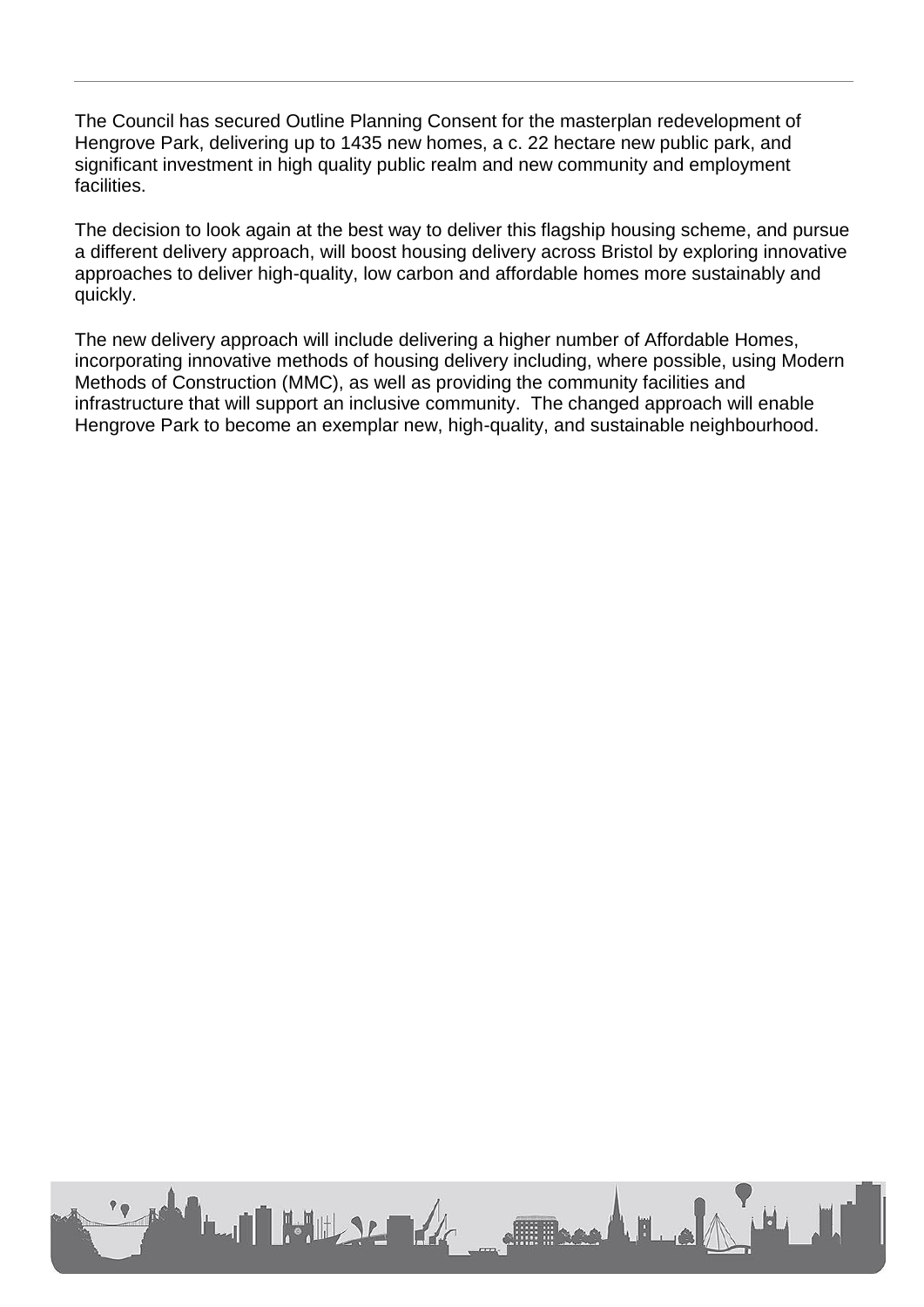The Council has secured Outline Planning Consent for the masterplan redevelopment of Hengrove Park, delivering up to 1435 new homes, a c. 22 hectare new public park, and significant investment in high quality public realm and new community and employment facilities.

The decision to look again at the best way to deliver this flagship housing scheme, and pursue a different delivery approach, will boost housing delivery across Bristol by exploring innovative approaches to deliver high-quality, low carbon and affordable homes more sustainably and quickly.

The new delivery approach will include delivering a higher number of Affordable Homes, incorporating innovative methods of housing delivery including, where possible, using Modern Methods of Construction (MMC), as well as providing the community facilities and infrastructure that will support an inclusive community. The changed approach will enable Hengrove Park to become an exemplar new, high-quality, and sustainable neighbourhood.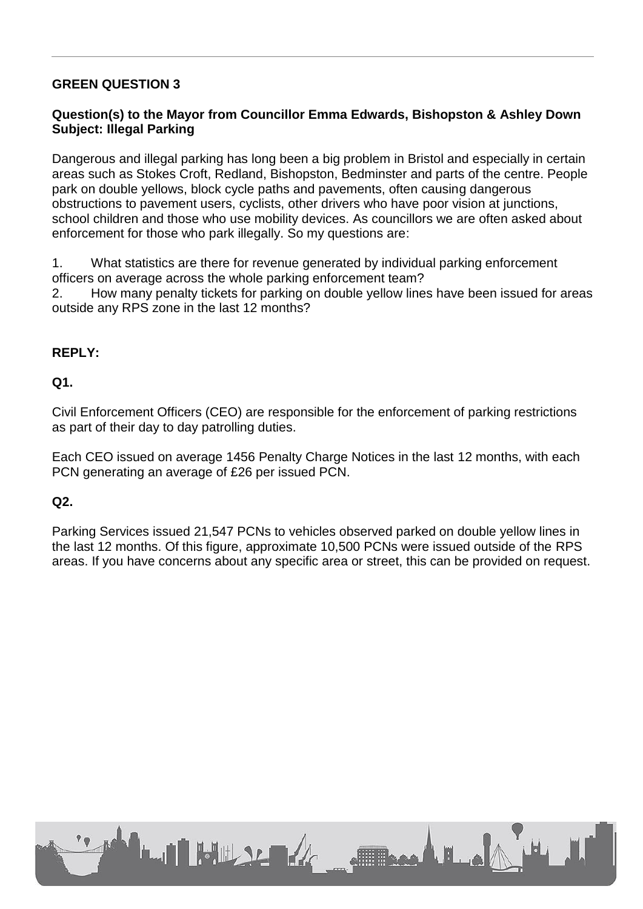## GREEN QUESTION 3

**Question(s) to the Mayor from Councillor Emma Edwards, Bishopston & Ashley Down**
**Subject: Illegal Parking**

Dangerous and illegal parking has long been a big problem in Bristol and especially in certain areas such as Stokes Croft, Redland, Bishopston, Bedminster and parts of the centre. People park on double yellows, block cycle paths and pavements, often causing dangerous obstructions to pavement users, cyclists, other drivers who have poor vision at junctions, school children and those who use mobility devices. As councillors we are often asked about enforcement for those who park illegally. So my questions are:

1. What statistics are there for revenue generated by individual parking enforcement officers on average across the whole parking enforcement team?
2. How many penalty tickets for parking on double yellow lines have been issued for areas outside any RPS zone in the last 12 months?

**REPLY:**

**Q1.**

Civil Enforcement Officers (CEO) are responsible for the enforcement of parking restrictions as part of their day to day patrolling duties.

Each CEO issued on average 1456 Penalty Charge Notices in the last 12 months, with each PCN generating an average of £26 per issued PCN.

**Q2.**

Parking Services issued 21,547 PCNs to vehicles observed parked on double yellow lines in the last 12 months. Of this figure, approximate 10,500 PCNs were issued outside of the RPS areas. If you have concerns about any specific area or street, this can be provided on request.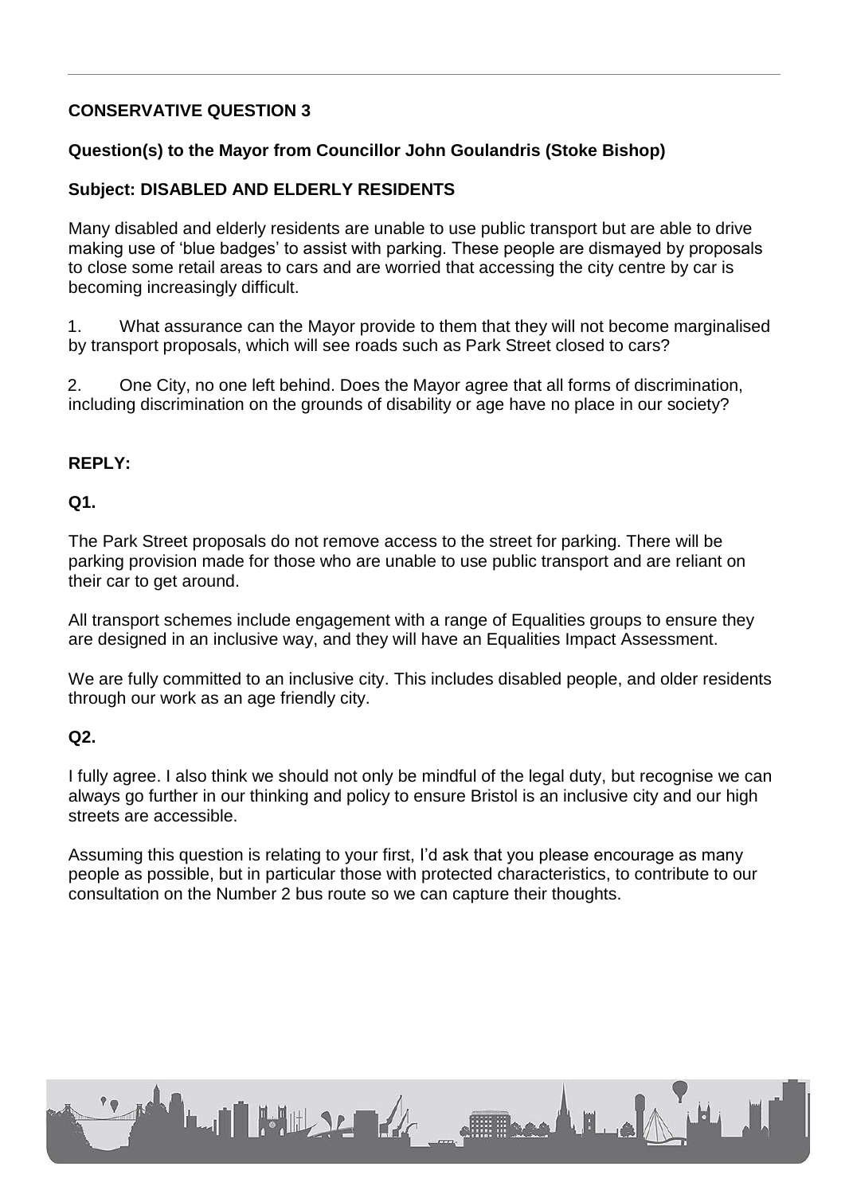**CONSERVATIVE QUESTION 3**

**Question(s) to the Mayor from Councillor John Goulandris (Stoke Bishop)**

**Subject: DISABLED AND ELDERLY RESIDENTS**

Many disabled and elderly residents are unable to use public transport but are able to drive making use of 'blue badges' to assist with parking. These people are dismayed by proposals to close some retail areas to cars and are worried that accessing the city centre by car is becoming increasingly difficult.

1. What assurance can the Mayor provide to them that they will not become marginalised by transport proposals, which will see roads such as Park Street closed to cars?

2. One City, no one left behind. Does the Mayor agree that all forms of discrimination, including discrimination on the grounds of disability or age have no place in our society?

**REPLY:**

**Q1.**

The Park Street proposals do not remove access to the street for parking. There will be parking provision made for those who are unable to use public transport and are reliant on their car to get around.

All transport schemes include engagement with a range of Equalities groups to ensure they are designed in an inclusive way, and they will have an Equalities Impact Assessment.

We are fully committed to an inclusive city. This includes disabled people, and older residents through our work as an age friendly city.

**Q2.**

I fully agree. I also think we should not only be mindful of the legal duty, but recognise we can always go further in our thinking and policy to ensure Bristol is an inclusive city and our high streets are accessible.

Assuming this question is relating to your first, I'd ask that you please encourage as many people as possible, but in particular those with protected characteristics, to contribute to our consultation on the Number 2 bus route so we can capture their thoughts.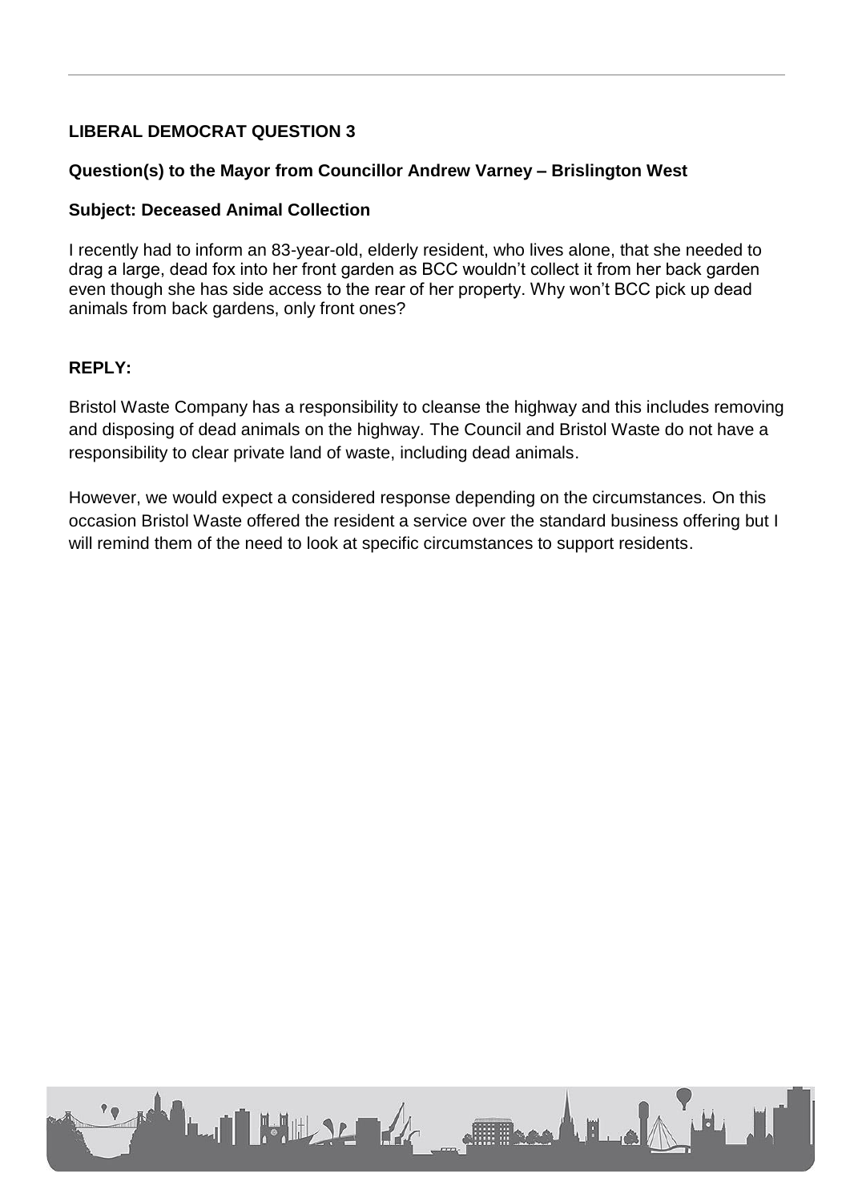**LIBERAL DEMOCRAT QUESTION 3**

**Question(s) to the Mayor from Councillor Andrew Varney – Brislington West**

**Subject: Deceased Animal Collection**

I recently had to inform an 83-year-old, elderly resident, who lives alone, that she needed to drag a large, dead fox into her front garden as BCC wouldn't collect it from her back garden even though she has side access to the rear of her property. Why won't BCC pick up dead animals from back gardens, only front ones?

**REPLY:**

Bristol Waste Company has a responsibility to cleanse the highway and this includes removing and disposing of dead animals on the highway. The Council and Bristol Waste do not have a responsibility to clear private land of waste, including dead animals.

However, we would expect a considered response depending on the circumstances. On this occasion Bristol Waste offered the resident a service over the standard business offering but I will remind them of the need to look at specific circumstances to support residents.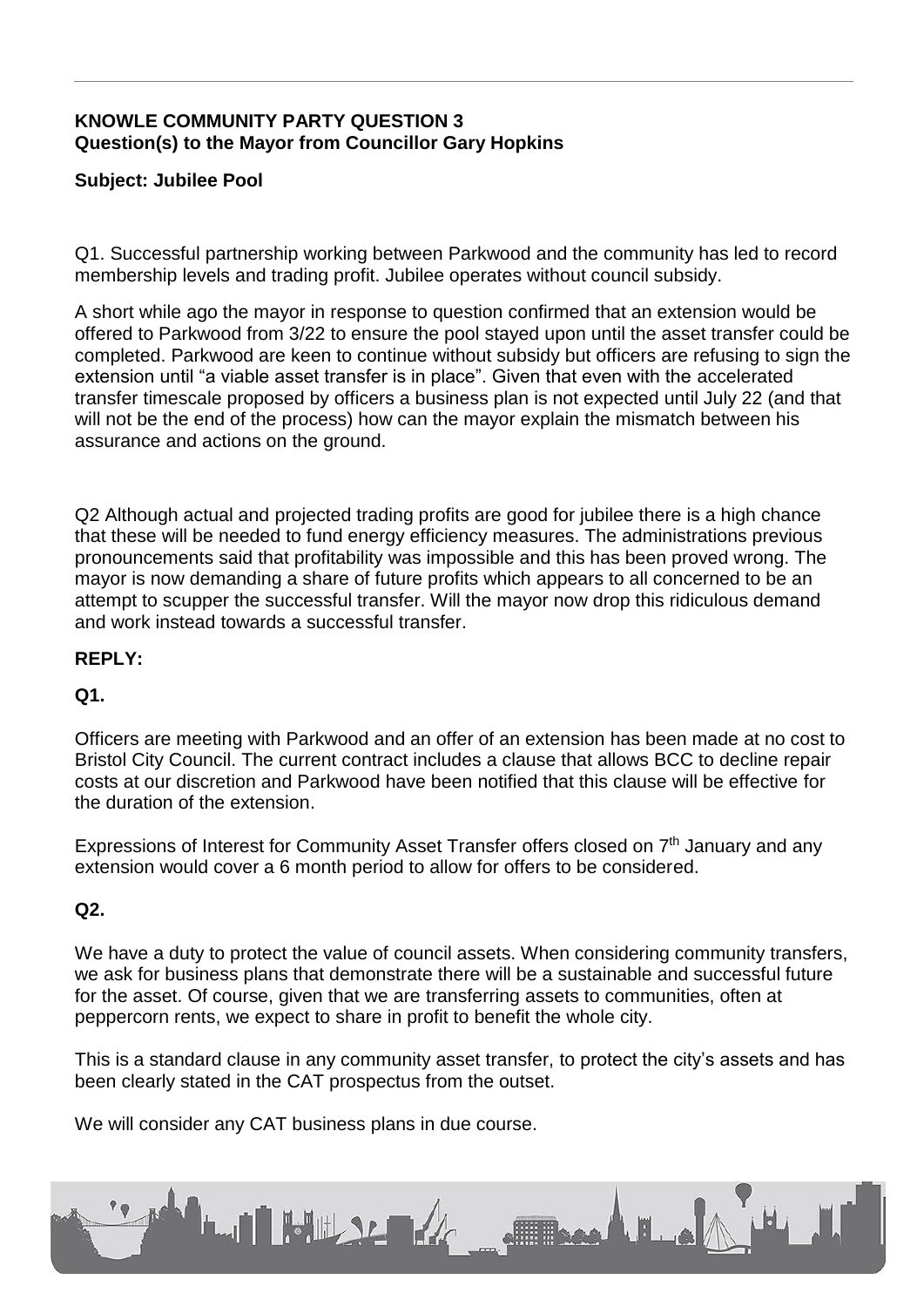**KNOWLE COMMUNITY PARTY QUESTION 3**
**Question(s) to the Mayor from Councillor Gary Hopkins**

**Subject: Jubilee Pool**

Q1. Successful partnership working between Parkwood and the community has led to record membership levels and trading profit. Jubilee operates without council subsidy.

A short while ago the mayor in response to question confirmed that an extension would be offered to Parkwood from 3/22 to ensure the pool stayed upon until the asset transfer could be completed. Parkwood are keen to continue without subsidy but officers are refusing to sign the extension until "a viable asset transfer is in place". Given that even with the accelerated transfer timescale proposed by officers a business plan is not expected until July 22 (and that will not be the end of the process) how can the mayor explain the mismatch between his assurance and actions on the ground.

Q2 Although actual and projected trading profits are good for jubilee there is a high chance that these will be needed to fund energy efficiency measures. The administrations previous pronouncements said that profitability was impossible and this has been proved wrong. The mayor is now demanding a share of future profits which appears to all concerned to be an attempt to scupper the successful transfer. Will the mayor now drop this ridiculous demand and work instead towards a successful transfer.

**REPLY:**

**Q1.**

Officers are meeting with Parkwood and an offer of an extension has been made at no cost to Bristol City Council. The current contract includes a clause that allows BCC to decline repair costs at our discretion and Parkwood have been notified that this clause will be effective for the duration of the extension.

Expressions of Interest for Community Asset Transfer offers closed on 7th January and any extension would cover a 6 month period to allow for offers to be considered.

**Q2.**

We have a duty to protect the value of council assets. When considering community transfers, we ask for business plans that demonstrate there will be a sustainable and successful future for the asset. Of course, given that we are transferring assets to communities, often at peppercorn rents, we expect to share in profit to benefit the whole city.

This is a standard clause in any community asset transfer, to protect the city's assets and has been clearly stated in the CAT prospectus from the outset.

We will consider any CAT business plans in due course.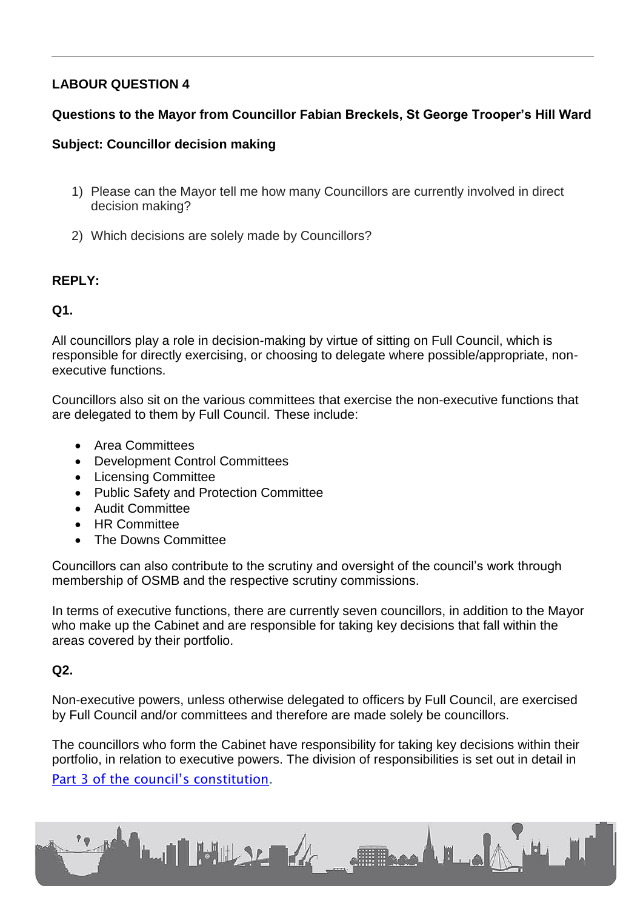**LABOUR QUESTION 4**

**Questions to the Mayor from Councillor Fabian Breckels, St George Trooper's Hill Ward**

**Subject: Councillor decision making**

1) Please can the Mayor tell me how many Councillors are currently involved in direct decision making?

2) Which decisions are solely made by Councillors?

**REPLY:**

**Q1.**

All councillors play a role in decision-making by virtue of sitting on Full Council, which is responsible for directly exercising, or choosing to delegate where possible/appropriate, non-executive functions.

Councillors also sit on the various committees that exercise the non-executive functions that are delegated to them by Full Council. These include:

- Area Committees
- Development Control Committees
- Licensing Committee
- Public Safety and Protection Committee
- Audit Committee
- HR Committee
- The Downs Committee

Councillors can also contribute to the scrutiny and oversight of the council's work through membership of OSMB and the respective scrutiny commissions.

In terms of executive functions, there are currently seven councillors, in addition to the Mayor who make up the Cabinet and are responsible for taking key decisions that fall within the areas covered by their portfolio.

**Q2.**

Non-executive powers, unless otherwise delegated to officers by Full Council, are exercised by Full Council and/or committees and therefore are made solely be councillors.

The councillors who form the Cabinet have responsibility for taking key decisions within their portfolio, in relation to executive powers. The division of responsibilities is set out in detail in Part 3 of the council's constitution.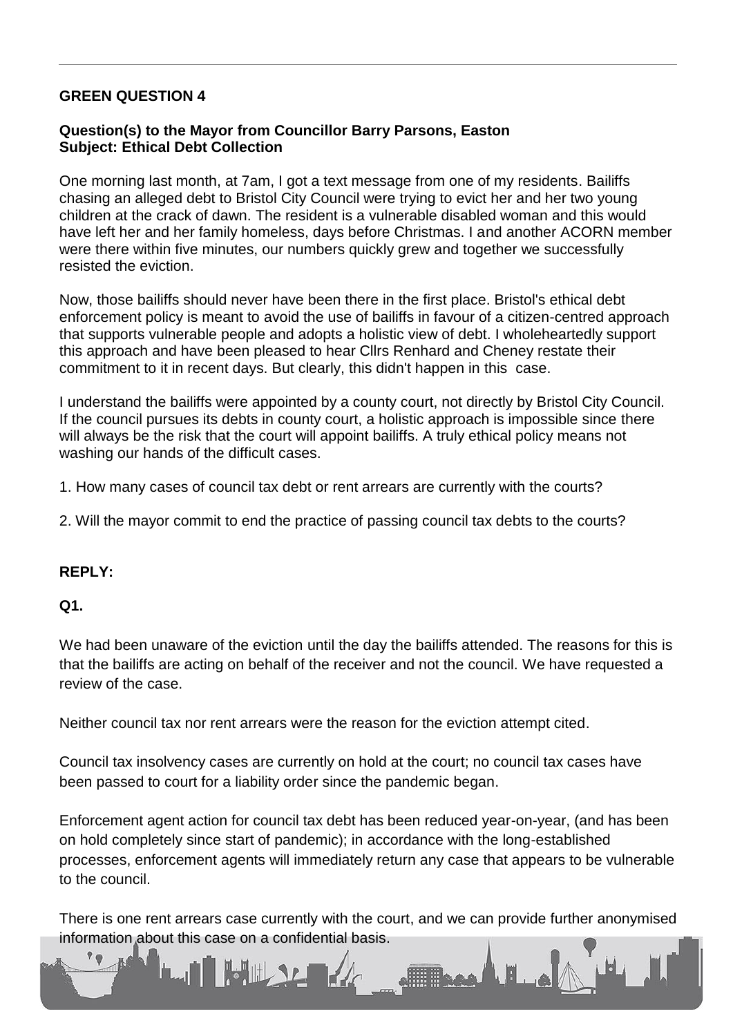## GREEN QUESTION 4

**Question(s) to the Mayor from Councillor Barry Parsons, Easton**
**Subject: Ethical Debt Collection**

One morning last month, at 7am, I got a text message from one of my residents. Bailiffs chasing an alleged debt to Bristol City Council were trying to evict her and her two young children at the crack of dawn. The resident is a vulnerable disabled woman and this would have left her and her family homeless, days before Christmas. I and another ACORN member were there within five minutes, our numbers quickly grew and together we successfully resisted the eviction.

Now, those bailiffs should never have been there in the first place. Bristol's ethical debt enforcement policy is meant to avoid the use of bailiffs in favour of a citizen-centred approach that supports vulnerable people and adopts a holistic view of debt. I wholeheartedly support this approach and have been pleased to hear Cllrs Renhard and Cheney restate their commitment to it in recent days. But clearly, this didn't happen in this case.

I understand the bailiffs were appointed by a county court, not directly by Bristol City Council. If the council pursues its debts in county court, a holistic approach is impossible since there will always be the risk that the court will appoint bailiffs. A truly ethical policy means not washing our hands of the difficult cases.

1. How many cases of council tax debt or rent arrears are currently with the courts?

2. Will the mayor commit to end the practice of passing council tax debts to the courts?

**REPLY:**

**Q1.**

We had been unaware of the eviction until the day the bailiffs attended. The reasons for this is that the bailiffs are acting on behalf of the receiver and not the council. We have requested a review of the case.

Neither council tax nor rent arrears were the reason for the eviction attempt cited.

Council tax insolvency cases are currently on hold at the court; no council tax cases have been passed to court for a liability order since the pandemic began.

Enforcement agent action for council tax debt has been reduced year-on-year, (and has been on hold completely since start of pandemic); in accordance with the long-established processes, enforcement agents will immediately return any case that appears to be vulnerable to the council.

There is one rent arrears case currently with the court, and we can provide further anonymised information about this case on a confidential basis.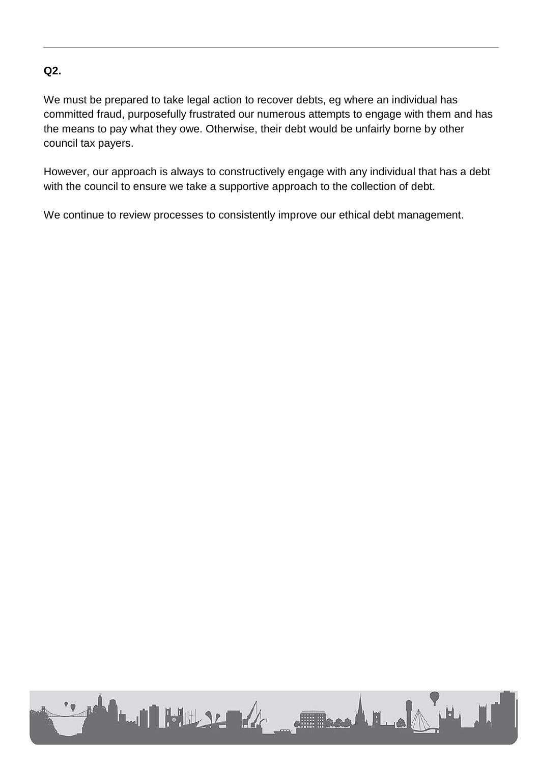**Q2.**

We must be prepared to take legal action to recover debts, eg where an individual has committed fraud, purposefully frustrated our numerous attempts to engage with them and has the means to pay what they owe. Otherwise, their debt would be unfairly borne by other council tax payers.

However, our approach is always to constructively engage with any individual that has a debt with the council to ensure we take a supportive approach to the collection of debt.

We continue to review processes to consistently improve our ethical debt management.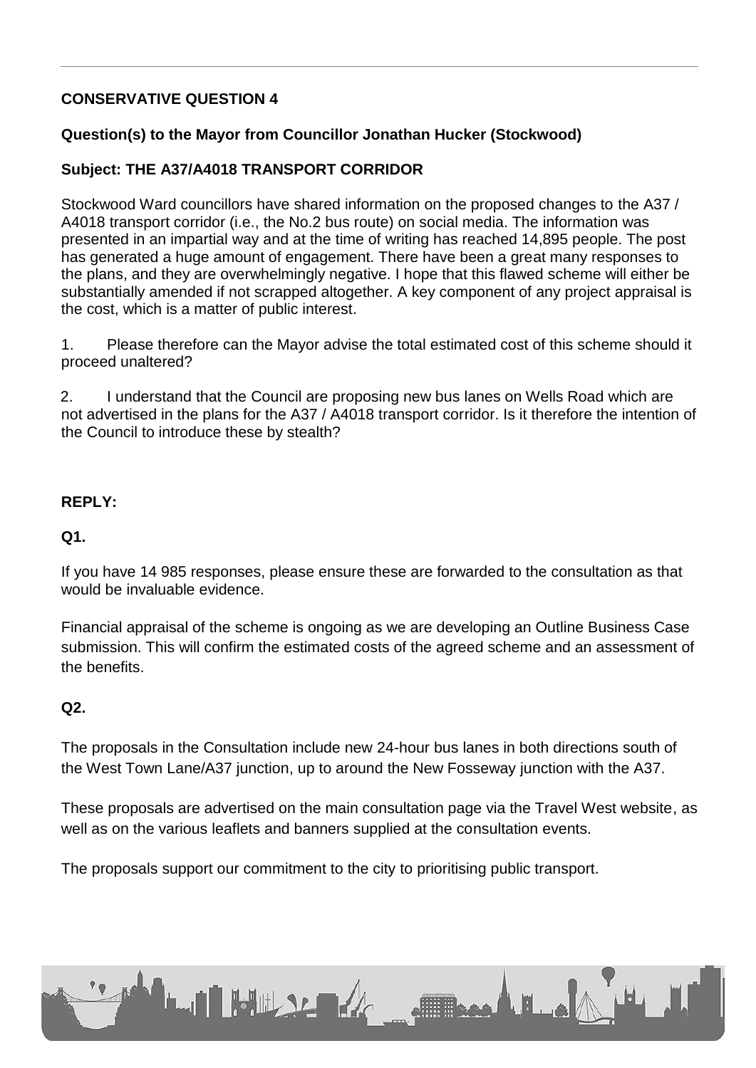## CONSERVATIVE QUESTION 4

### Question(s) to the Mayor from Councillor Jonathan Hucker (Stockwood)

### Subject: THE A37/A4018 TRANSPORT CORRIDOR

Stockwood Ward councillors have shared information on the proposed changes to the A37 / A4018 transport corridor (i.e., the No.2 bus route) on social media. The information was presented in an impartial way and at the time of writing has reached 14,895 people. The post has generated a huge amount of engagement. There have been a great many responses to the plans, and they are overwhelmingly negative. I hope that this flawed scheme will either be substantially amended if not scrapped altogether. A key component of any project appraisal is the cost, which is a matter of public interest.

1. Please therefore can the Mayor advise the total estimated cost of this scheme should it proceed unaltered?

2. I understand that the Council are proposing new bus lanes on Wells Road which are not advertised in the plans for the A37 / A4018 transport corridor. Is it therefore the intention of the Council to introduce these by stealth?

**REPLY:**

**Q1.**

If you have 14 985 responses, please ensure these are forwarded to the consultation as that would be invaluable evidence.

Financial appraisal of the scheme is ongoing as we are developing an Outline Business Case submission. This will confirm the estimated costs of the agreed scheme and an assessment of the benefits.

**Q2.**

The proposals in the Consultation include new 24-hour bus lanes in both directions south of the West Town Lane/A37 junction, up to around the New Fosseway junction with the A37.

These proposals are advertised on the main consultation page via the Travel West website, as well as on the various leaflets and banners supplied at the consultation events.

The proposals support our commitment to the city to prioritising public transport.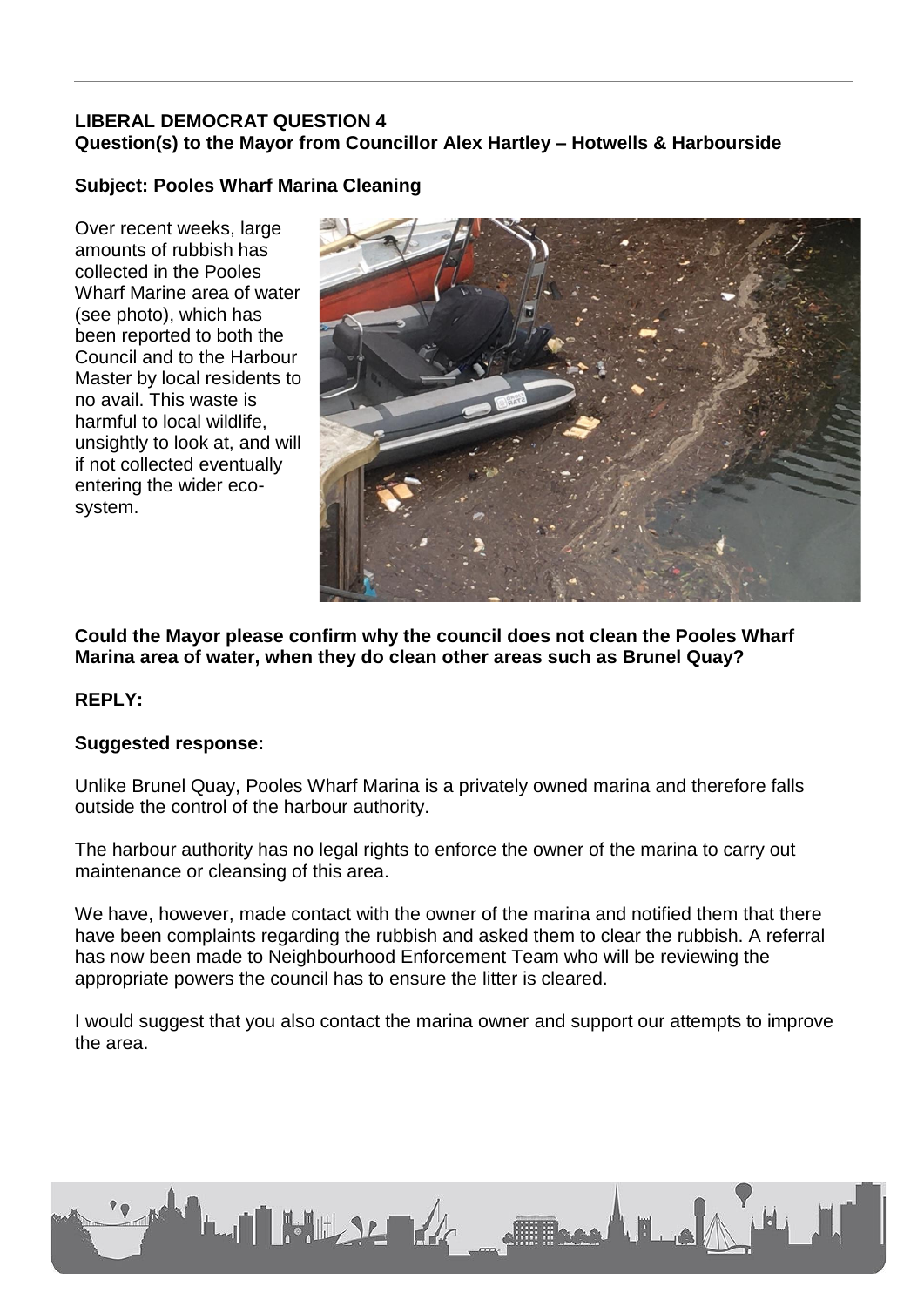**LIBERAL DEMOCRAT QUESTION 4**
**Question(s) to the Mayor from Councillor Alex Hartley – Hotwells & Harbourside**

**Subject: Pooles Wharf Marina Cleaning**

Over recent weeks, large amounts of rubbish has collected in the Pooles Wharf Marine area of water (see photo), which has been reported to both the Council and to the Harbour Master by local residents to no avail. This waste is harmful to local wildlife, unsightly to look at, and will if not collected eventually entering the wider eco-system.

**Could the Mayor please confirm why the council does not clean the Pooles Wharf Marina area of water, when they do clean other areas such as Brunel Quay?**

**REPLY:**

**Suggested response:**

Unlike Brunel Quay, Pooles Wharf Marina is a privately owned marina and therefore falls outside the control of the harbour authority.

The harbour authority has no legal rights to enforce the owner of the marina to carry out maintenance or cleansing of this area.

We have, however, made contact with the owner of the marina and notified them that there have been complaints regarding the rubbish and asked them to clear the rubbish. A referral has now been made to Neighbourhood Enforcement Team who will be reviewing the appropriate powers the council has to ensure the litter is cleared.

I would suggest that you also contact the marina owner and support our attempts to improve the area.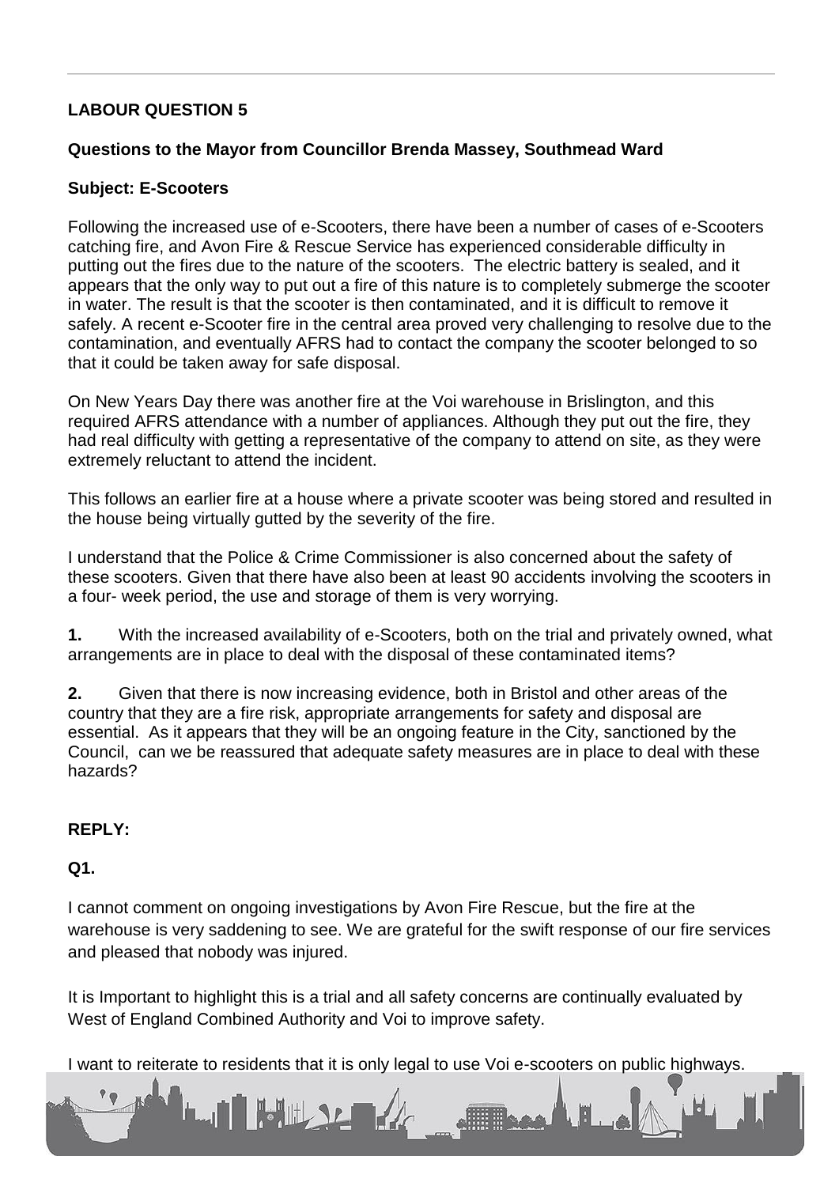**LABOUR QUESTION 5**

**Questions to the Mayor from Councillor Brenda Massey, Southmead Ward**

**Subject: E-Scooters**

Following the increased use of e-Scooters, there have been a number of cases of e-Scooters catching fire, and Avon Fire & Rescue Service has experienced considerable difficulty in putting out the fires due to the nature of the scooters. The electric battery is sealed, and it appears that the only way to put out a fire of this nature is to completely submerge the scooter in water. The result is that the scooter is then contaminated, and it is difficult to remove it safely. A recent e-Scooter fire in the central area proved very challenging to resolve due to the contamination, and eventually AFRS had to contact the company the scooter belonged to so that it could be taken away for safe disposal.

On New Years Day there was another fire at the Voi warehouse in Brislington, and this required AFRS attendance with a number of appliances. Although they put out the fire, they had real difficulty with getting a representative of the company to attend on site, as they were extremely reluctant to attend the incident.

This follows an earlier fire at a house where a private scooter was being stored and resulted in the house being virtually gutted by the severity of the fire.

I understand that the Police & Crime Commissioner is also concerned about the safety of these scooters. Given that there have also been at least 90 accidents involving the scooters in a four- week period, the use and storage of them is very worrying.

**1.** With the increased availability of e-Scooters, both on the trial and privately owned, what arrangements are in place to deal with the disposal of these contaminated items?

**2.** Given that there is now increasing evidence, both in Bristol and other areas of the country that they are a fire risk, appropriate arrangements for safety and disposal are essential. As it appears that they will be an ongoing feature in the City, sanctioned by the Council, can we be reassured that adequate safety measures are in place to deal with these hazards?

**REPLY:**

**Q1.**

I cannot comment on ongoing investigations by Avon Fire Rescue, but the fire at the warehouse is very saddening to see. We are grateful for the swift response of our fire services and pleased that nobody was injured.

It is Important to highlight this is a trial and all safety concerns are continually evaluated by West of England Combined Authority and Voi to improve safety.

I want to reiterate to residents that it is only legal to use Voi e-scooters on public highways.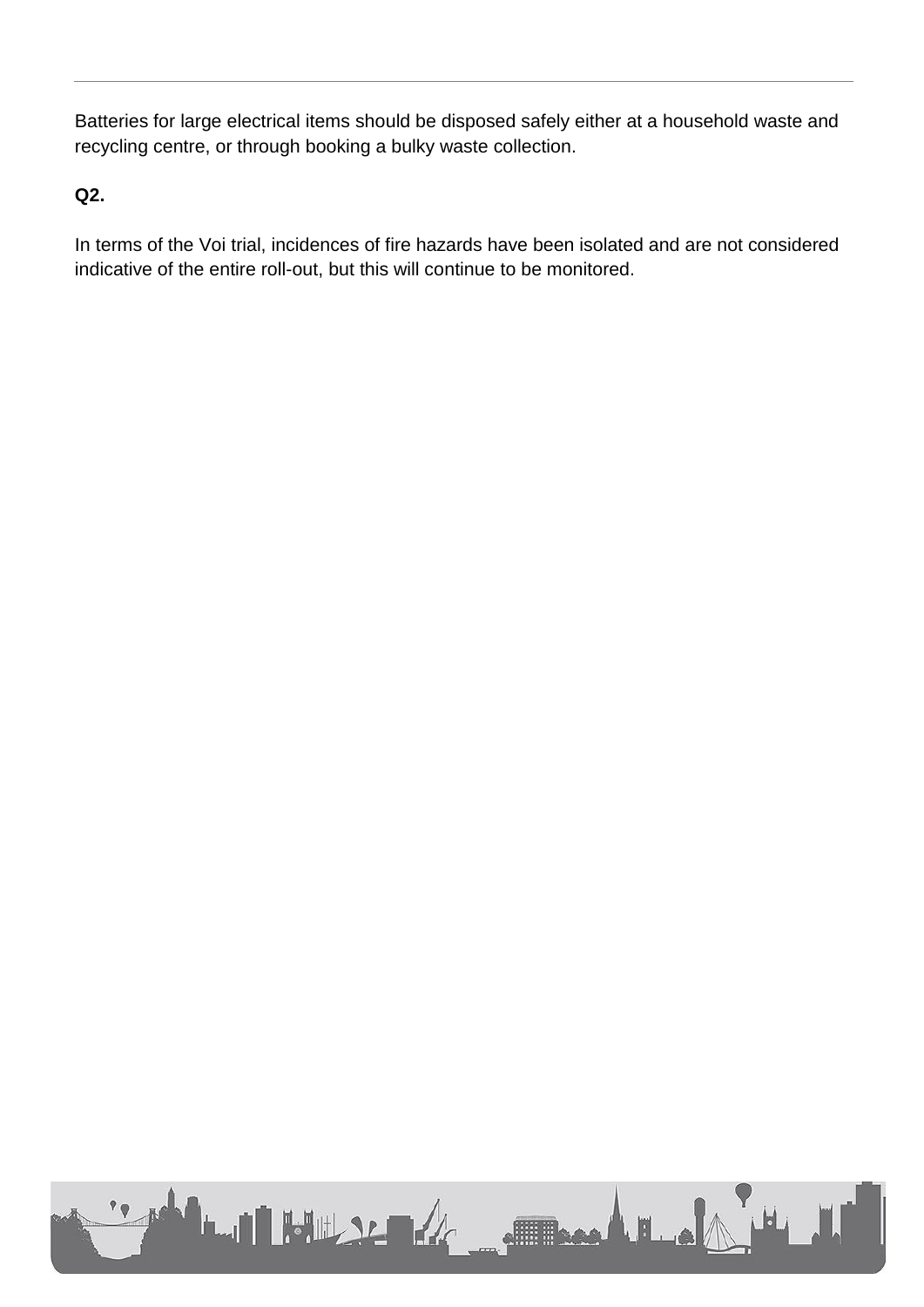Batteries for large electrical items should be disposed safely either at a household waste and recycling centre, or through booking a bulky waste collection.

**Q2.**

In terms of the Voi trial, incidences of fire hazards have been isolated and are not considered indicative of the entire roll-out, but this will continue to be monitored.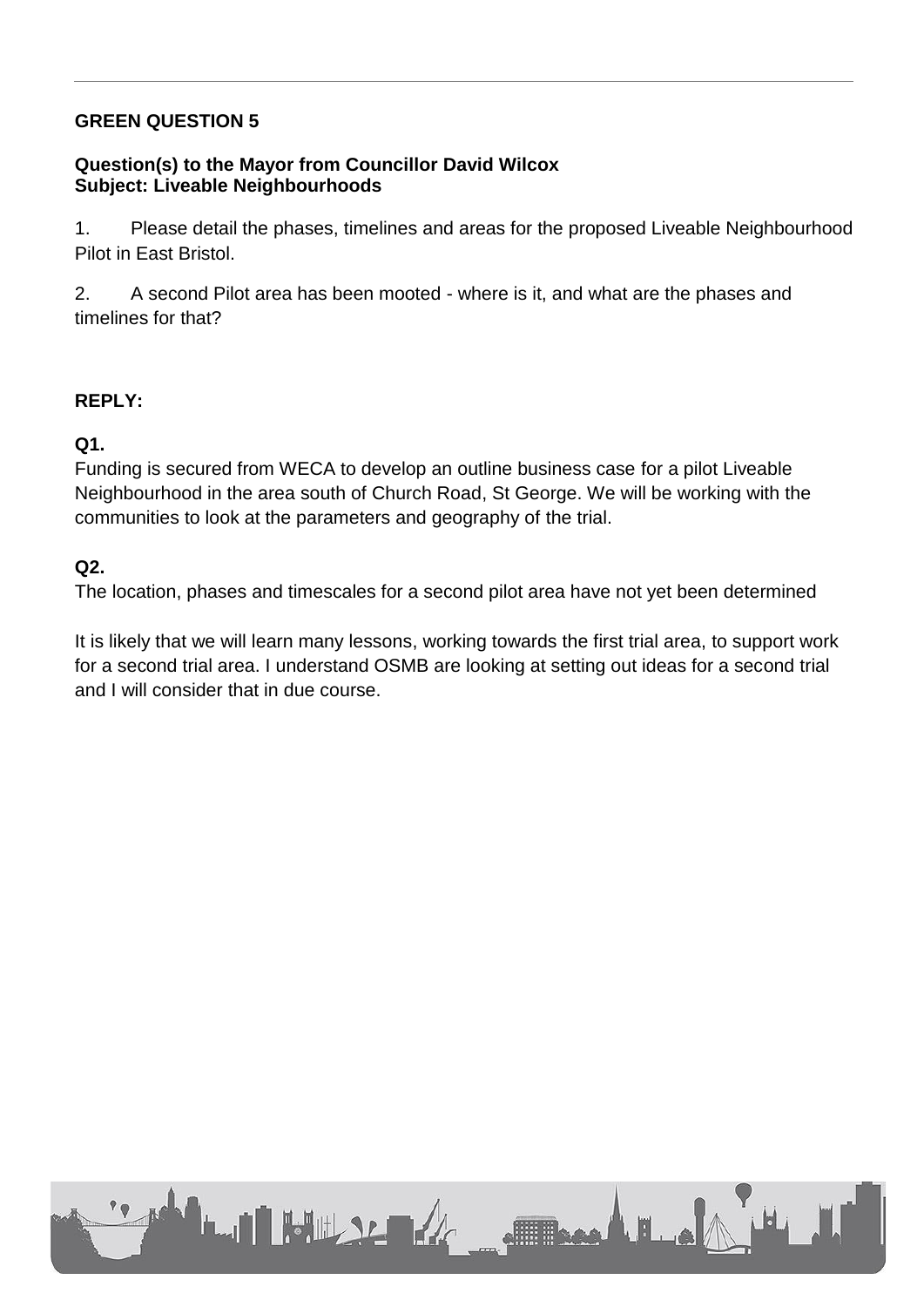**GREEN QUESTION 5**

**Question(s) to the Mayor from Councillor David Wilcox**
**Subject: Liveable Neighbourhoods**

1. Please detail the phases, timelines and areas for the proposed Liveable Neighbourhood Pilot in East Bristol.

2. A second Pilot area has been mooted - where is it, and what are the phases and timelines for that?

**REPLY:**

**Q1.**
Funding is secured from WECA to develop an outline business case for a pilot Liveable Neighbourhood in the area south of Church Road, St George. We will be working with the communities to look at the parameters and geography of the trial.

**Q2.**
The location, phases and timescales for a second pilot area have not yet been determined

It is likely that we will learn many lessons, working towards the first trial area, to support work for a second trial area. I understand OSMB are looking at setting out ideas for a second trial and I will consider that in due course.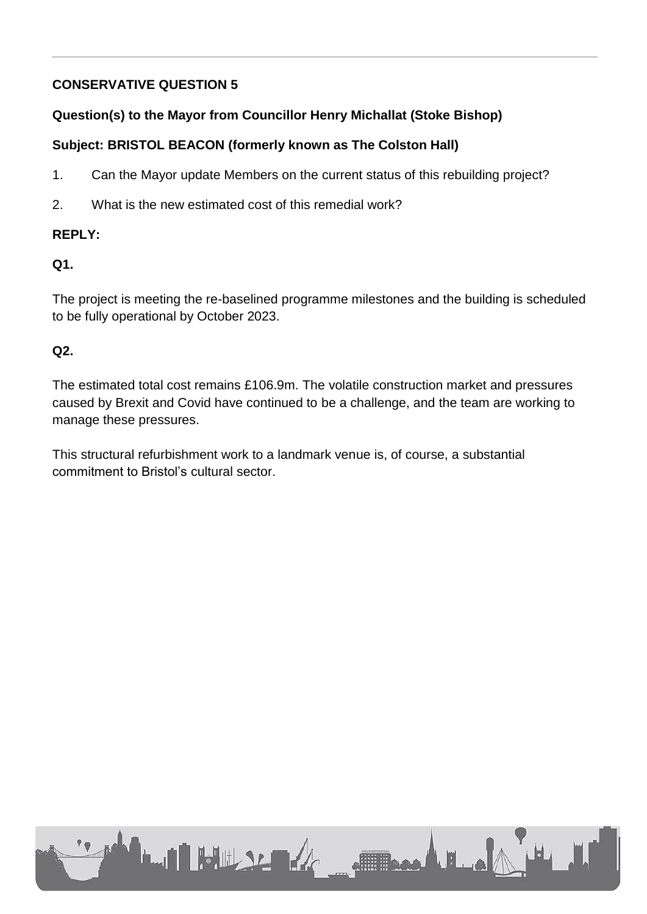**CONSERVATIVE QUESTION 5**

**Question(s) to the Mayor from Councillor Henry Michallat (Stoke Bishop)**

**Subject: BRISTOL BEACON (formerly known as The Colston Hall)**

1. Can the Mayor update Members on the current status of this rebuilding project?
2. What is the new estimated cost of this remedial work?

**REPLY:**

**Q1.**

The project is meeting the re-baselined programme milestones and the building is scheduled to be fully operational by October 2023.

**Q2.**

The estimated total cost remains £106.9m. The volatile construction market and pressures caused by Brexit and Covid have continued to be a challenge, and the team are working to manage these pressures.

This structural refurbishment work to a landmark venue is, of course, a substantial commitment to Bristol's cultural sector.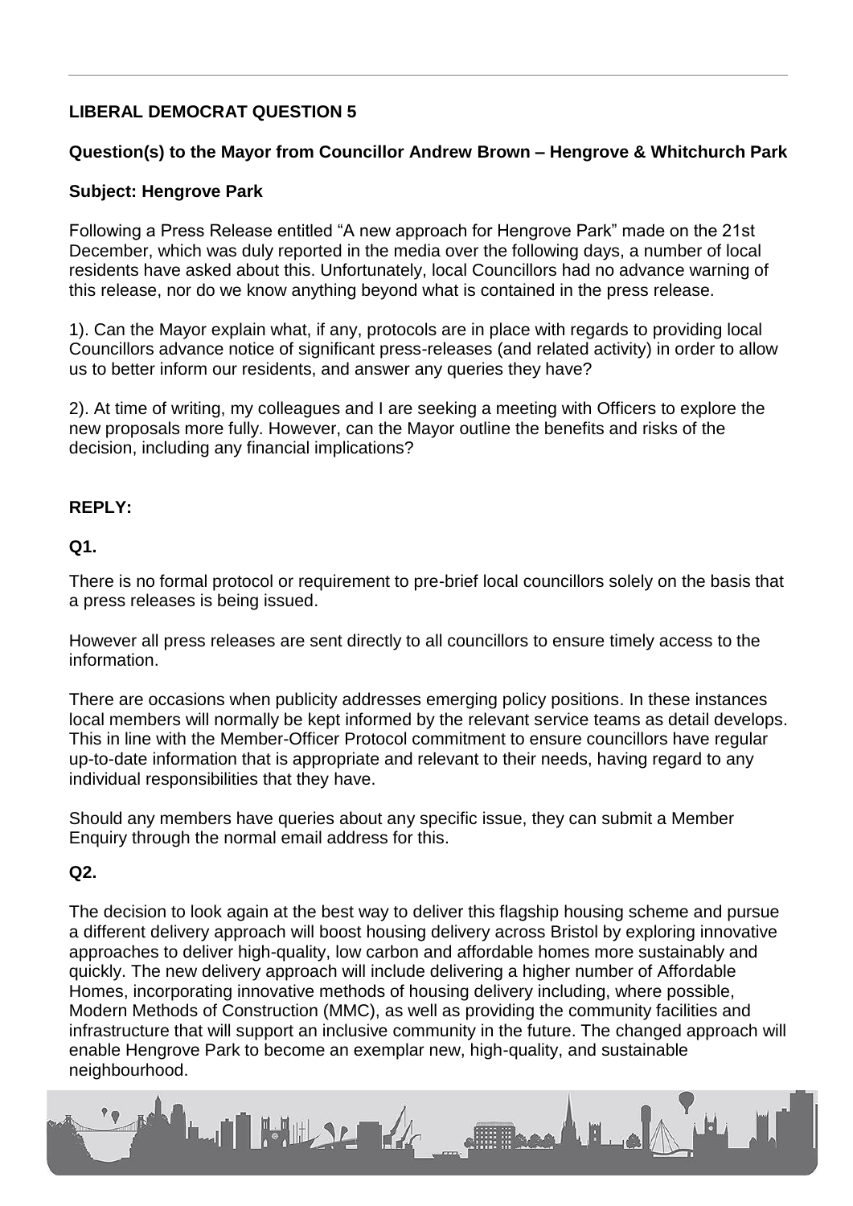**LIBERAL DEMOCRAT QUESTION 5**

**Question(s) to the Mayor from Councillor Andrew Brown – Hengrove & Whitchurch Park**

**Subject: Hengrove Park**

Following a Press Release entitled "A new approach for Hengrove Park" made on the 21st December, which was duly reported in the media over the following days, a number of local residents have asked about this. Unfortunately, local Councillors had no advance warning of this release, nor do we know anything beyond what is contained in the press release.

1). Can the Mayor explain what, if any, protocols are in place with regards to providing local Councillors advance notice of significant press-releases (and related activity) in order to allow us to better inform our residents, and answer any queries they have?

2). At time of writing, my colleagues and I are seeking a meeting with Officers to explore the new proposals more fully. However, can the Mayor outline the benefits and risks of the decision, including any financial implications?

**REPLY:**

**Q1.**

There is no formal protocol or requirement to pre-brief local councillors solely on the basis that a press releases is being issued.

However all press releases are sent directly to all councillors to ensure timely access to the information.

There are occasions when publicity addresses emerging policy positions. In these instances local members will normally be kept informed by the relevant service teams as detail develops. This in line with the Member-Officer Protocol commitment to ensure councillors have regular up-to-date information that is appropriate and relevant to their needs, having regard to any individual responsibilities that they have.

Should any members have queries about any specific issue, they can submit a Member Enquiry through the normal email address for this.

**Q2.**

The decision to look again at the best way to deliver this flagship housing scheme and pursue a different delivery approach will boost housing delivery across Bristol by exploring innovative approaches to deliver high-quality, low carbon and affordable homes more sustainably and quickly. The new delivery approach will include delivering a higher number of Affordable Homes, incorporating innovative methods of housing delivery including, where possible, Modern Methods of Construction (MMC), as well as providing the community facilities and infrastructure that will support an inclusive community in the future. The changed approach will enable Hengrove Park to become an exemplar new, high-quality, and sustainable neighbourhood.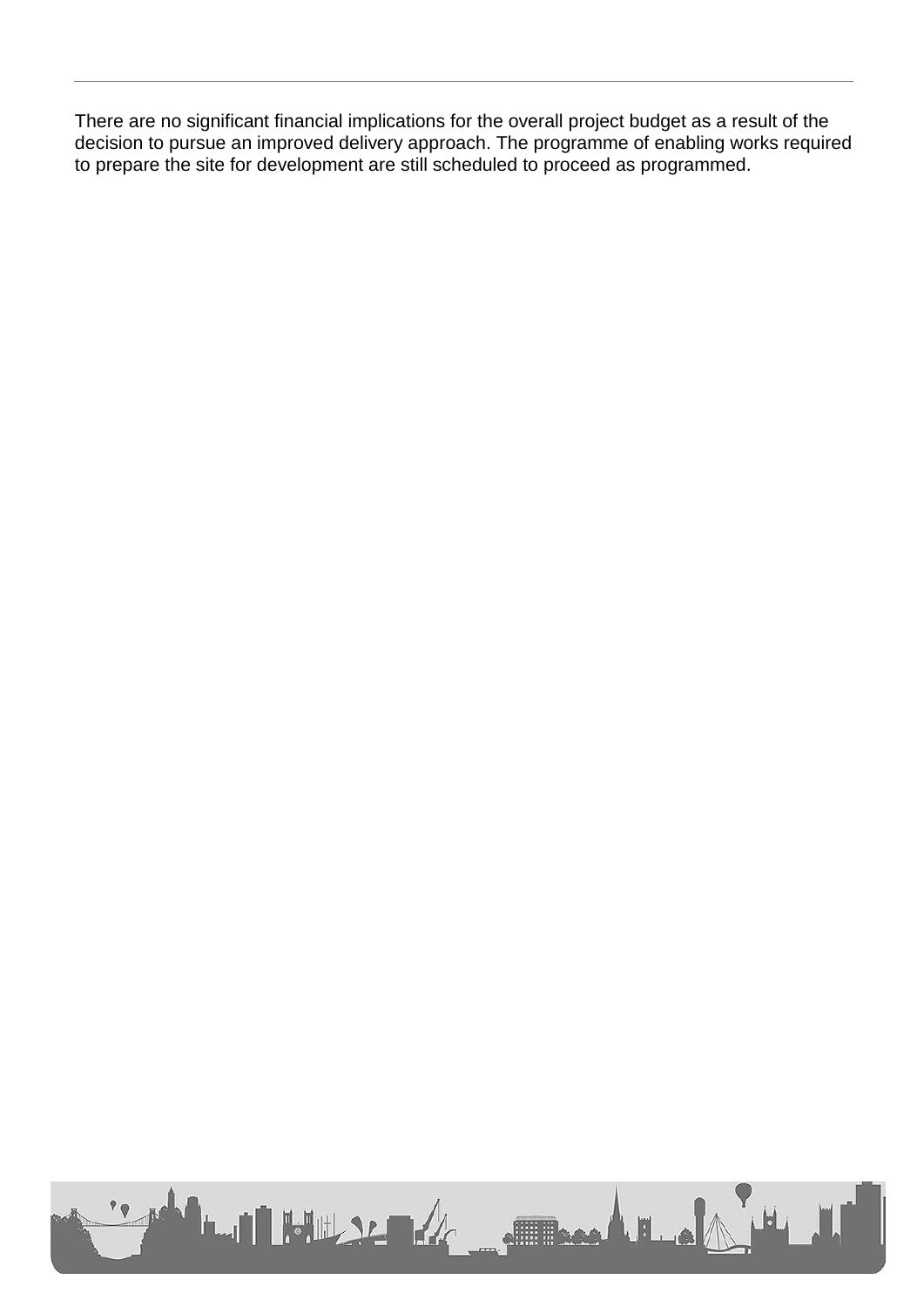There are no significant financial implications for the overall project budget as a result of the decision to pursue an improved delivery approach. The programme of enabling works required to prepare the site for development are still scheduled to proceed as programmed.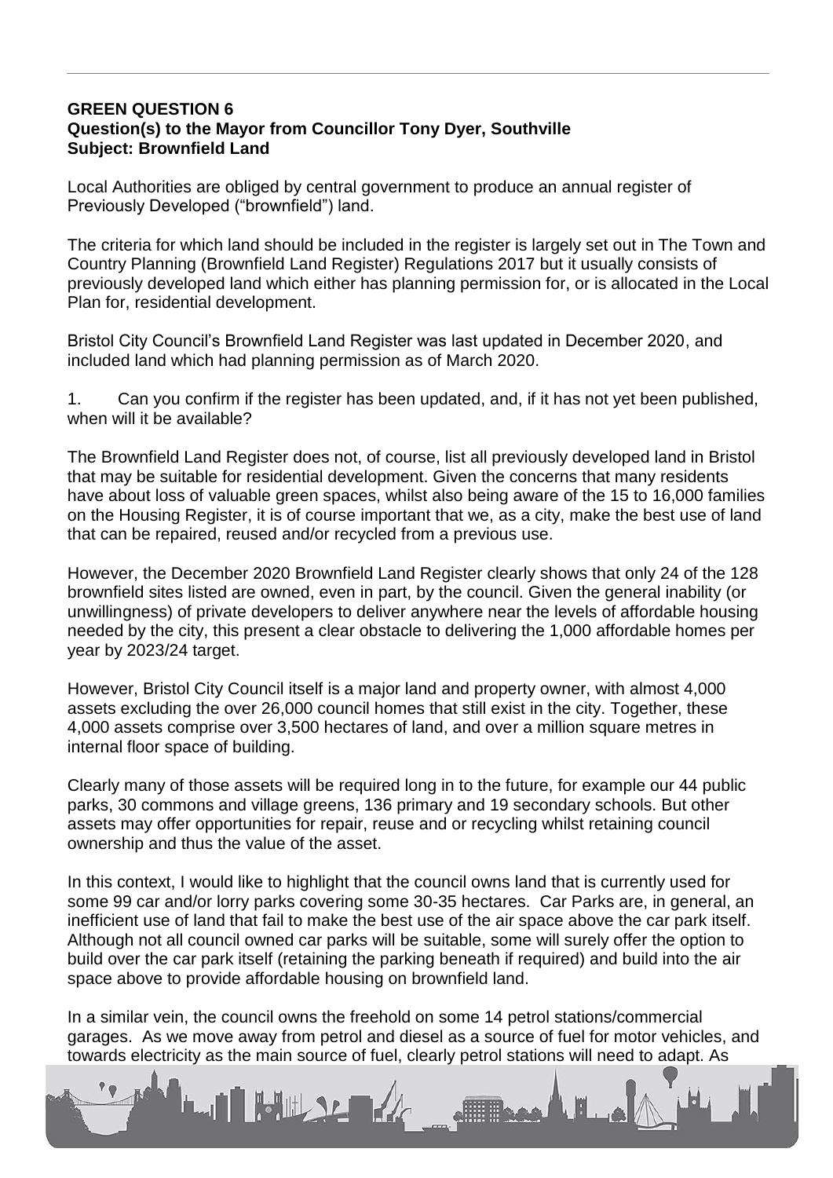**GREEN QUESTION 6**
**Question(s) to the Mayor from Councillor Tony Dyer, Southville**
**Subject: Brownfield Land**

Local Authorities are obliged by central government to produce an annual register of Previously Developed ("brownfield") land.

The criteria for which land should be included in the register is largely set out in The Town and Country Planning (Brownfield Land Register) Regulations 2017 but it usually consists of previously developed land which either has planning permission for, or is allocated in the Local Plan for, residential development.

Bristol City Council's Brownfield Land Register was last updated in December 2020, and included land which had planning permission as of March 2020.

1. Can you confirm if the register has been updated, and, if it has not yet been published, when will it be available?

The Brownfield Land Register does not, of course, list all previously developed land in Bristol that may be suitable for residential development. Given the concerns that many residents have about loss of valuable green spaces, whilst also being aware of the 15 to 16,000 families on the Housing Register, it is of course important that we, as a city, make the best use of land that can be repaired, reused and/or recycled from a previous use.

However, the December 2020 Brownfield Land Register clearly shows that only 24 of the 128 brownfield sites listed are owned, even in part, by the council. Given the general inability (or unwillingness) of private developers to deliver anywhere near the levels of affordable housing needed by the city, this present a clear obstacle to delivering the 1,000 affordable homes per year by 2023/24 target.

However, Bristol City Council itself is a major land and property owner, with almost 4,000 assets excluding the over 26,000 council homes that still exist in the city. Together, these 4,000 assets comprise over 3,500 hectares of land, and over a million square metres in internal floor space of building.

Clearly many of those assets will be required long in to the future, for example our 44 public parks, 30 commons and village greens, 136 primary and 19 secondary schools. But other assets may offer opportunities for repair, reuse and or recycling whilst retaining council ownership and thus the value of the asset.

In this context, I would like to highlight that the council owns land that is currently used for some 99 car and/or lorry parks covering some 30-35 hectares. Car Parks are, in general, an inefficient use of land that fail to make the best use of the air space above the car park itself. Although not all council owned car parks will be suitable, some will surely offer the option to build over the car park itself (retaining the parking beneath if required) and build into the air space above to provide affordable housing on brownfield land.

In a similar vein, the council owns the freehold on some 14 petrol stations/commercial garages. As we move away from petrol and diesel as a source of fuel for motor vehicles, and towards electricity as the main source of fuel, clearly petrol stations will need to adapt. As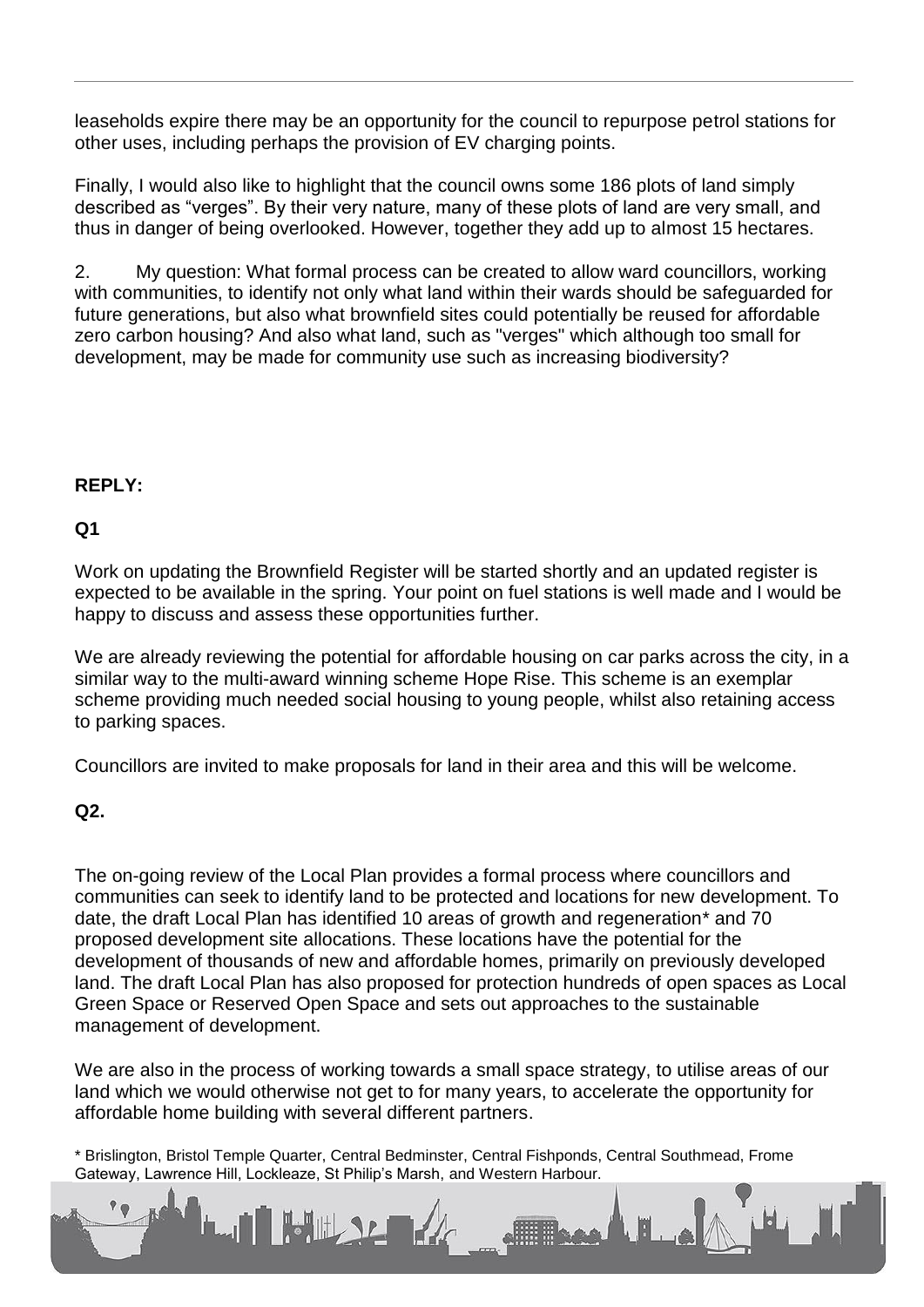leaseholds expire there may be an opportunity for the council to repurpose petrol stations for other uses, including perhaps the provision of EV charging points.

Finally, I would also like to highlight that the council owns some 186 plots of land simply described as "verges". By their very nature, many of these plots of land are very small, and thus in danger of being overlooked. However, together they add up to almost 15 hectares.

2. My question: What formal process can be created to allow ward councillors, working with communities, to identify not only what land within their wards should be safeguarded for future generations, but also what brownfield sites could potentially be reused for affordable zero carbon housing? And also what land, such as "verges" which although too small for development, may be made for community use such as increasing biodiversity?

**REPLY:**

**Q1**

Work on updating the Brownfield Register will be started shortly and an updated register is expected to be available in the spring. Your point on fuel stations is well made and I would be happy to discuss and assess these opportunities further.

We are already reviewing the potential for affordable housing on car parks across the city, in a similar way to the multi-award winning scheme Hope Rise. This scheme is an exemplar scheme providing much needed social housing to young people, whilst also retaining access to parking spaces.

Councillors are invited to make proposals for land in their area and this will be welcome.

**Q2.**

The on-going review of the Local Plan provides a formal process where councillors and communities can seek to identify land to be protected and locations for new development. To date, the draft Local Plan has identified 10 areas of growth and regeneration* and 70 proposed development site allocations. These locations have the potential for the development of thousands of new and affordable homes, primarily on previously developed land. The draft Local Plan has also proposed for protection hundreds of open spaces as Local Green Space or Reserved Open Space and sets out approaches to the sustainable management of development.

We are also in the process of working towards a small space strategy, to utilise areas of our land which we would otherwise not get to for many years, to accelerate the opportunity for affordable home building with several different partners.

\* Brislington, Bristol Temple Quarter, Central Bedminster, Central Fishponds, Central Southmead, Frome Gateway, Lawrence Hill, Lockleaze, St Philip's Marsh, and Western Harbour.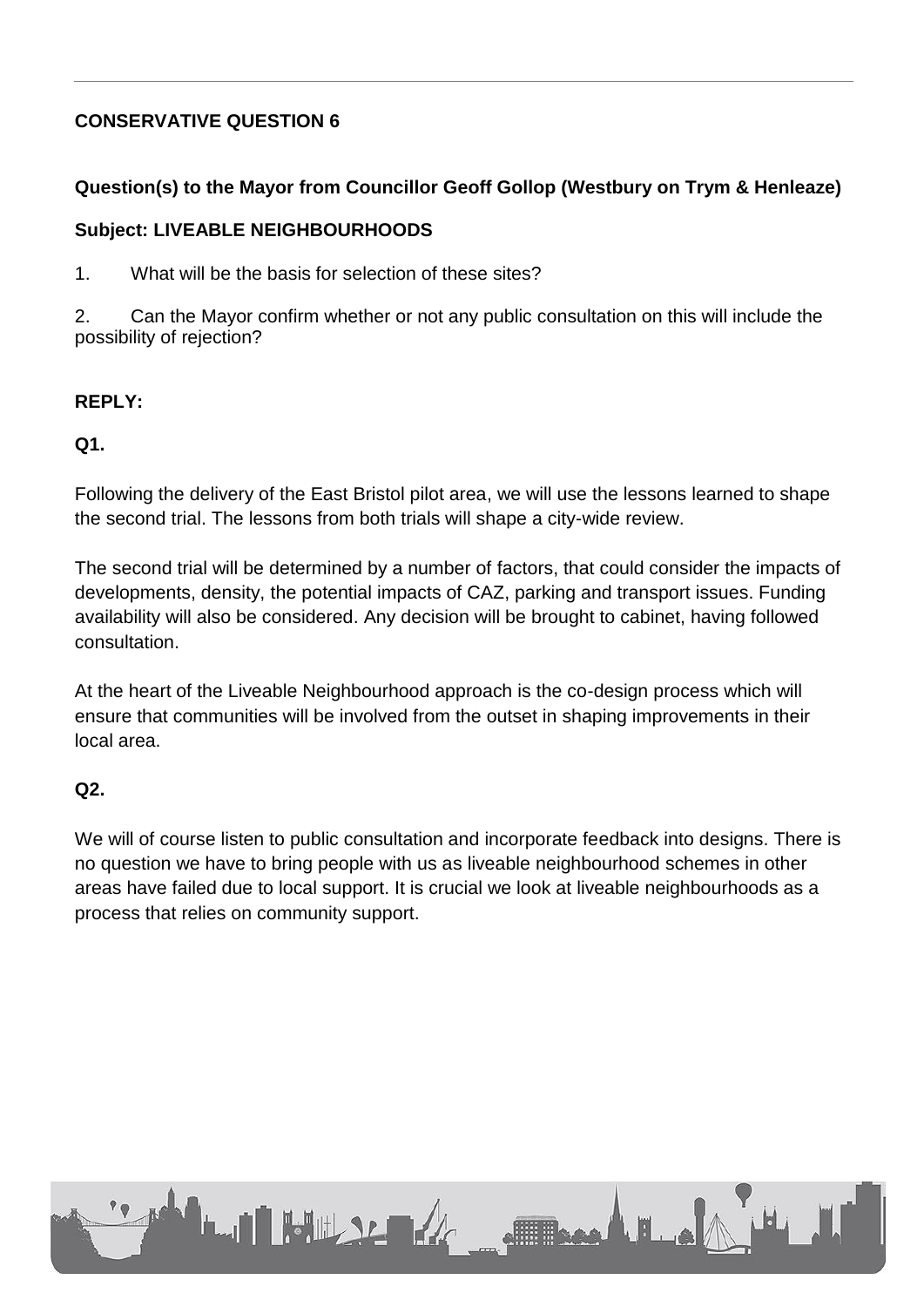**CONSERVATIVE QUESTION 6**

**Question(s) to the Mayor from Councillor Geoff Gollop (Westbury on Trym & Henleaze)**

**Subject: LIVEABLE NEIGHBOURHOODS**

1. What will be the basis for selection of these sites?

2. Can the Mayor confirm whether or not any public consultation on this will include the possibility of rejection?

**REPLY:**

**Q1.**

Following the delivery of the East Bristol pilot area, we will use the lessons learned to shape the second trial. The lessons from both trials will shape a city-wide review.

The second trial will be determined by a number of factors, that could consider the impacts of developments, density, the potential impacts of CAZ, parking and transport issues. Funding availability will also be considered. Any decision will be brought to cabinet, having followed consultation.

At the heart of the Liveable Neighbourhood approach is the co-design process which will ensure that communities will be involved from the outset in shaping improvements in their local area.

**Q2.**

We will of course listen to public consultation and incorporate feedback into designs. There is no question we have to bring people with us as liveable neighbourhood schemes in other areas have failed due to local support. It is crucial we look at liveable neighbourhoods as a process that relies on community support.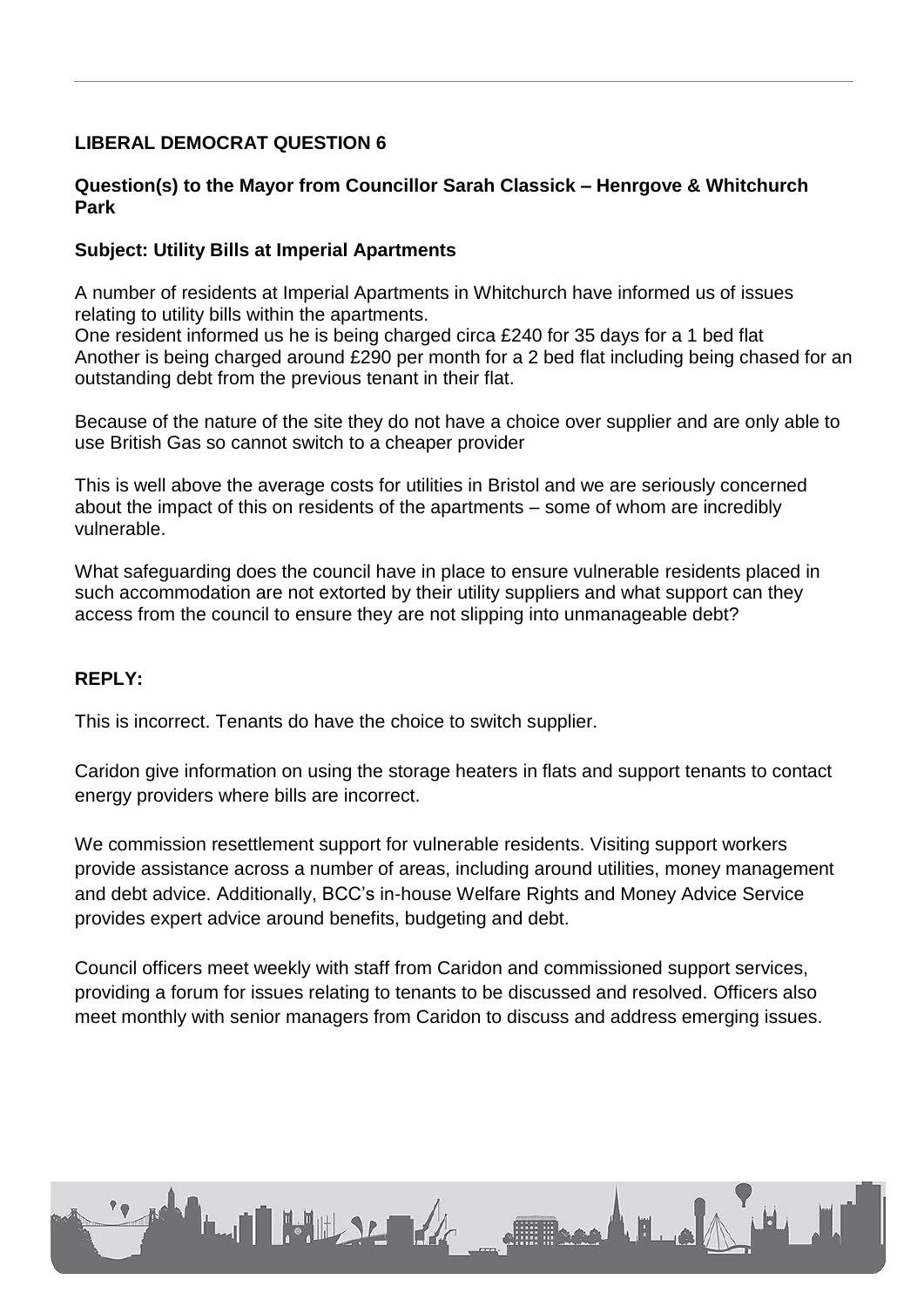**LIBERAL DEMOCRAT QUESTION 6**

**Question(s) to the Mayor from Councillor Sarah Classick – Henrgove & Whitchurch Park**

**Subject: Utility Bills at Imperial Apartments**

A number of residents at Imperial Apartments in Whitchurch have informed us of issues relating to utility bills within the apartments.
One resident informed us he is being charged circa £240 for 35 days for a 1 bed flat
Another is being charged around £290 per month for a 2 bed flat including being chased for an outstanding debt from the previous tenant in their flat.

Because of the nature of the site they do not have a choice over supplier and are only able to use British Gas so cannot switch to a cheaper provider

This is well above the average costs for utilities in Bristol and we are seriously concerned about the impact of this on residents of the apartments – some of whom are incredibly vulnerable.

What safeguarding does the council have in place to ensure vulnerable residents placed in such accommodation are not extorted by their utility suppliers and what support can they access from the council to ensure they are not slipping into unmanageable debt?

**REPLY:**

This is incorrect. Tenants do have the choice to switch supplier.

Caridon give information on using the storage heaters in flats and support tenants to contact energy providers where bills are incorrect.

We commission resettlement support for vulnerable residents. Visiting support workers provide assistance across a number of areas, including around utilities, money management and debt advice. Additionally, BCC's in-house Welfare Rights and Money Advice Service provides expert advice around benefits, budgeting and debt.

Council officers meet weekly with staff from Caridon and commissioned support services, providing a forum for issues relating to tenants to be discussed and resolved. Officers also meet monthly with senior managers from Caridon to discuss and address emerging issues.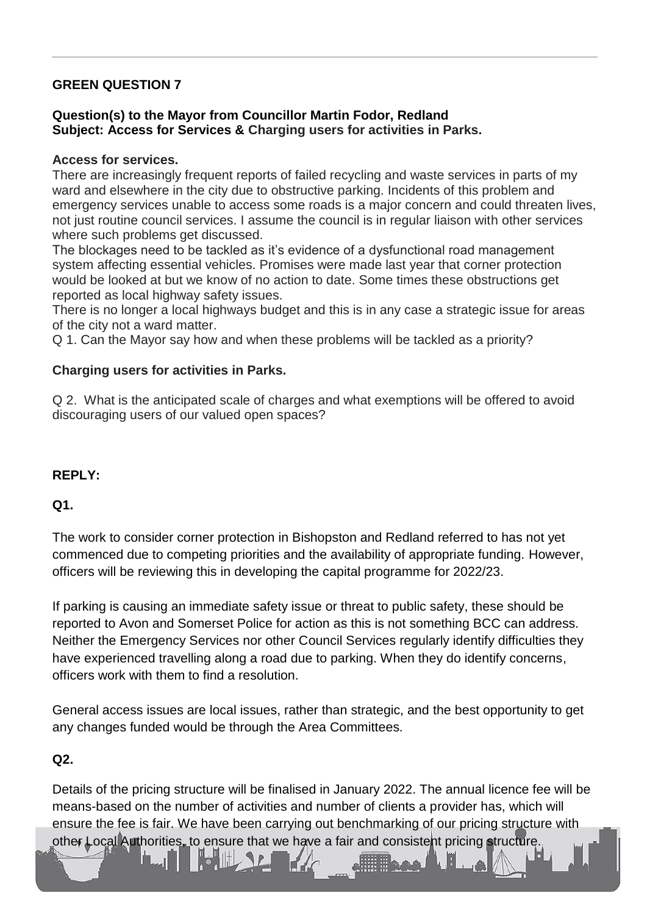## GREEN QUESTION 7

**Question(s) to the Mayor from Councillor Martin Fodor, Redland**
**Subject: Access for Services & Charging users for activities in Parks.**

**Access for services.**

There are increasingly frequent reports of failed recycling and waste services in parts of my ward and elsewhere in the city due to obstructive parking. Incidents of this problem and emergency services unable to access some roads is a major concern and could threaten lives, not just routine council services. I assume the council is in regular liaison with other services where such problems get discussed.

The blockages need to be tackled as it's evidence of a dysfunctional road management system affecting essential vehicles. Promises were made last year that corner protection would be looked at but we know of no action to date. Some times these obstructions get reported as local highway safety issues.

There is no longer a local highways budget and this is in any case a strategic issue for areas of the city not a ward matter.

Q 1. Can the Mayor say how and when these problems will be tackled as a priority?

**Charging users for activities in Parks.**

Q 2. What is the anticipated scale of charges and what exemptions will be offered to avoid discouraging users of our valued open spaces?

**REPLY:**

**Q1.**

The work to consider corner protection in Bishopston and Redland referred to has not yet commenced due to competing priorities and the availability of appropriate funding. However, officers will be reviewing this in developing the capital programme for 2022/23.

If parking is causing an immediate safety issue or threat to public safety, these should be reported to Avon and Somerset Police for action as this is not something BCC can address. Neither the Emergency Services nor other Council Services regularly identify difficulties they have experienced travelling along a road due to parking. When they do identify concerns, officers work with them to find a resolution.

General access issues are local issues, rather than strategic, and the best opportunity to get any changes funded would be through the Area Committees.

**Q2.**

Details of the pricing structure will be finalised in January 2022. The annual licence fee will be means-based on the number of activities and number of clients a provider has, which will ensure the fee is fair. We have been carrying out benchmarking of our pricing structure with other Local Authorities, to ensure that we have a fair and consistent pricing structure.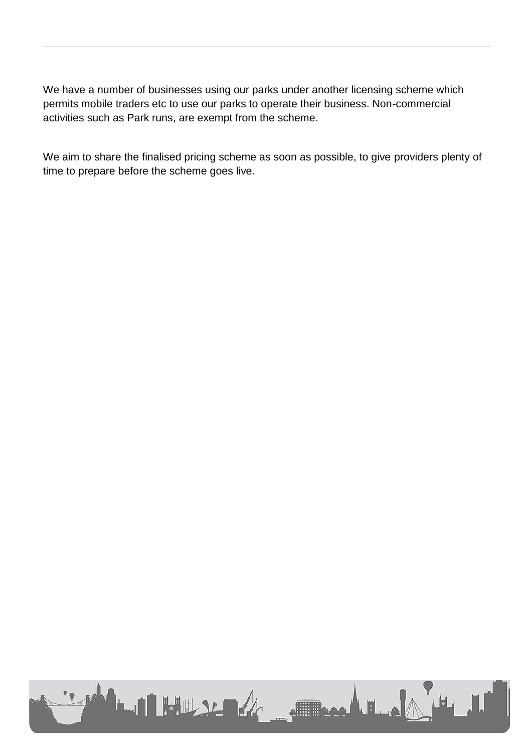We have a number of businesses using our parks under another licensing scheme which permits mobile traders etc to use our parks to operate their business. Non-commercial activities such as Park runs, are exempt from the scheme.

We aim to share the finalised pricing scheme as soon as possible, to give providers plenty of time to prepare before the scheme goes live.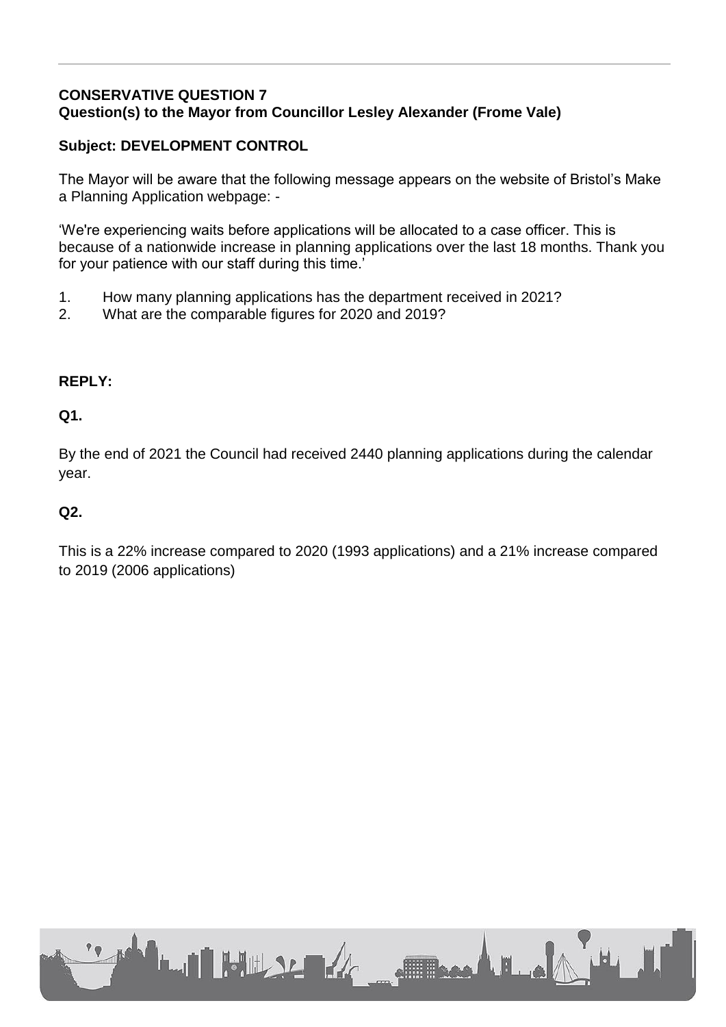**CONSERVATIVE QUESTION 7**
**Question(s) to the Mayor from Councillor Lesley Alexander (Frome Vale)**

**Subject: DEVELOPMENT CONTROL**

The Mayor will be aware that the following message appears on the website of Bristol's Make a Planning Application webpage: -

'We're experiencing waits before applications will be allocated to a case officer. This is because of a nationwide increase in planning applications over the last 18 months. Thank you for your patience with our staff during this time.'

1. How many planning applications has the department received in 2021?
2. What are the comparable figures for 2020 and 2019?

**REPLY:**

**Q1.**

By the end of 2021 the Council had received 2440 planning applications during the calendar year.

**Q2.**

This is a 22% increase compared to 2020 (1993 applications) and a 21% increase compared to 2019 (2006 applications)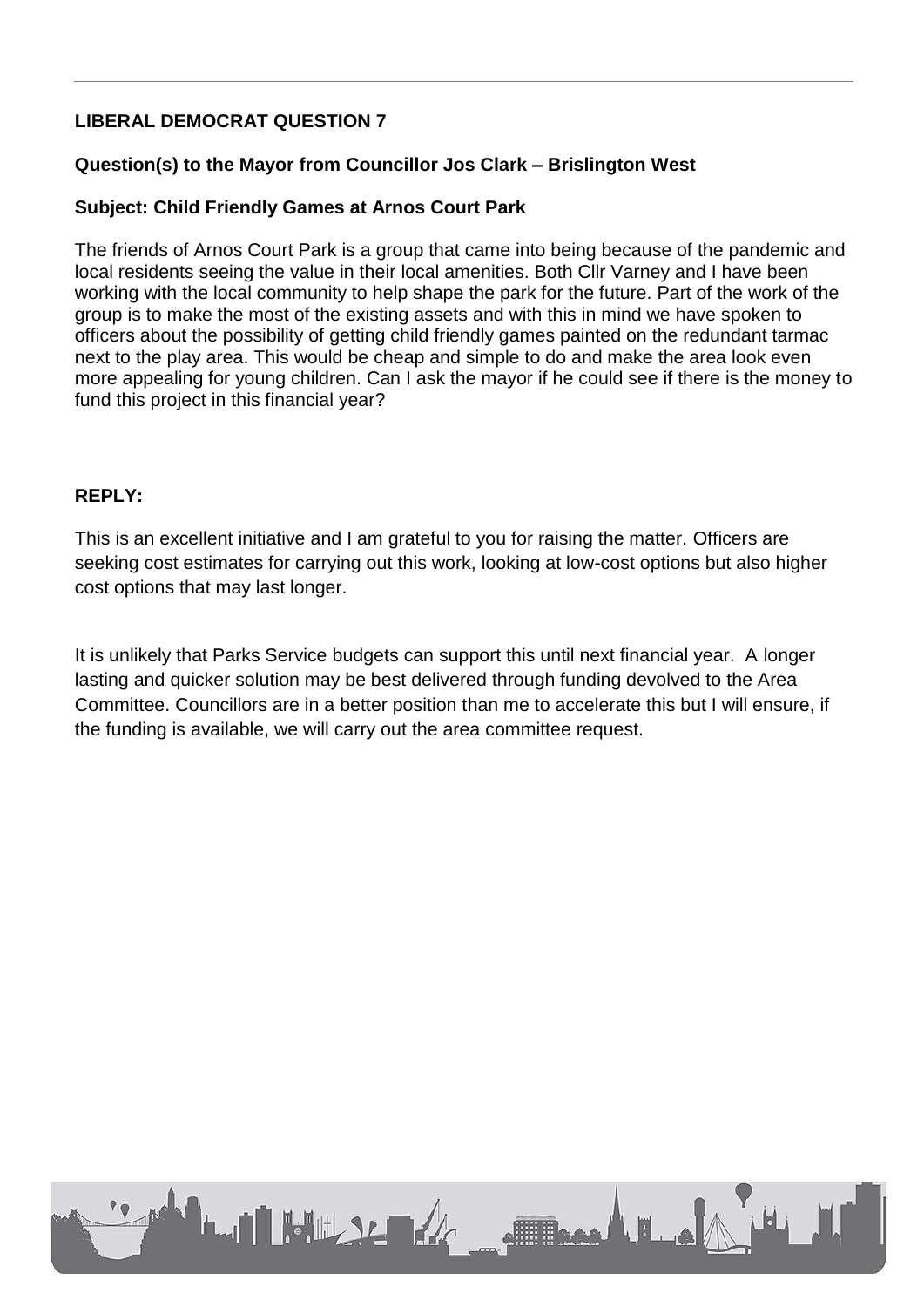**LIBERAL DEMOCRAT QUESTION 7**

**Question(s) to the Mayor from Councillor Jos Clark – Brislington West**

**Subject: Child Friendly Games at Arnos Court Park**

The friends of Arnos Court Park is a group that came into being because of the pandemic and local residents seeing the value in their local amenities. Both Cllr Varney and I have been working with the local community to help shape the park for the future. Part of the work of the group is to make the most of the existing assets and with this in mind we have spoken to officers about the possibility of getting child friendly games painted on the redundant tarmac next to the play area. This would be cheap and simple to do and make the area look even more appealing for young children. Can I ask the mayor if he could see if there is the money to fund this project in this financial year?

**REPLY:**

This is an excellent initiative and I am grateful to you for raising the matter. Officers are seeking cost estimates for carrying out this work, looking at low-cost options but also higher cost options that may last longer.

It is unlikely that Parks Service budgets can support this until next financial year. A longer lasting and quicker solution may be best delivered through funding devolved to the Area Committee. Councillors are in a better position than me to accelerate this but I will ensure, if the funding is available, we will carry out the area committee request.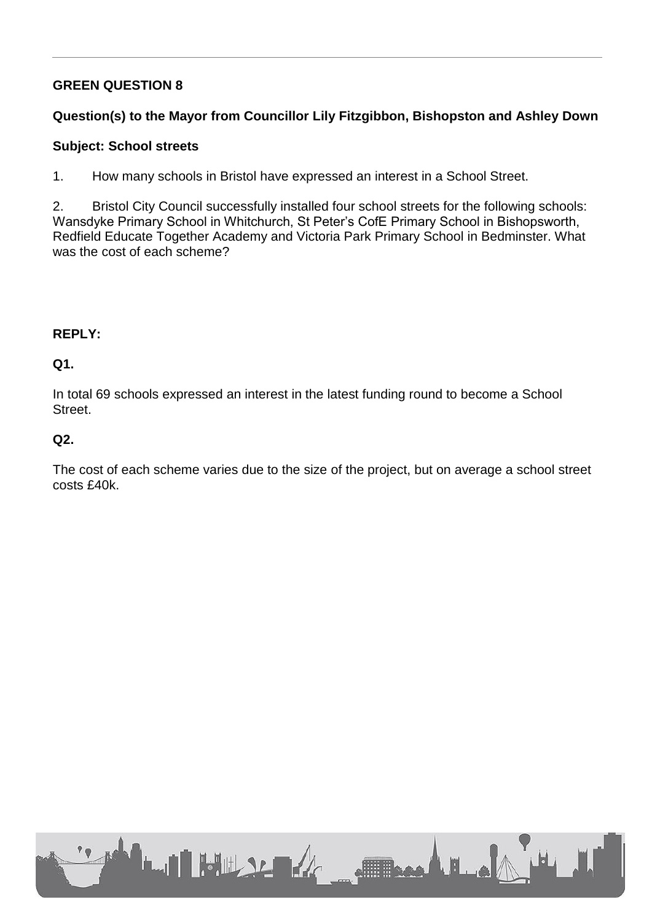**GREEN QUESTION 8**

**Question(s) to the Mayor from Councillor Lily Fitzgibbon, Bishopston and Ashley Down**

**Subject: School streets**

1. How many schools in Bristol have expressed an interest in a School Street.

2. Bristol City Council successfully installed four school streets for the following schools: Wansdyke Primary School in Whitchurch, St Peter's CofE Primary School in Bishopsworth, Redfield Educate Together Academy and Victoria Park Primary School in Bedminster. What was the cost of each scheme?

**REPLY:**

**Q1.**

In total 69 schools expressed an interest in the latest funding round to become a School Street.

**Q2.**

The cost of each scheme varies due to the size of the project, but on average a school street costs £40k.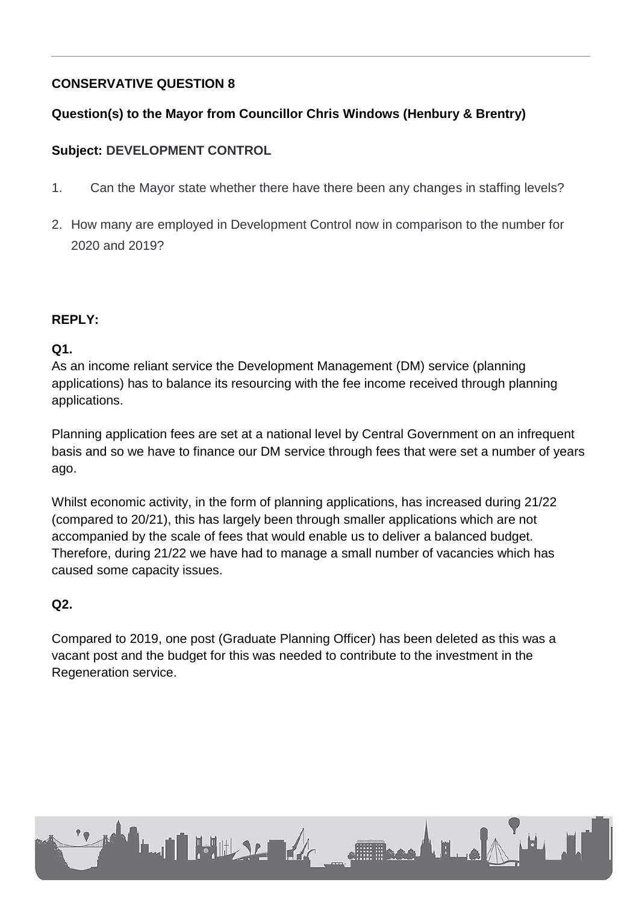**CONSERVATIVE QUESTION 8**

**Question(s) to the Mayor from Councillor Chris Windows (Henbury & Brentry)**

**Subject: DEVELOPMENT CONTROL**

1. Can the Mayor state whether there have there been any changes in staffing levels?
2. How many are employed in Development Control now in comparison to the number for 2020 and 2019?

**REPLY:**

**Q1.**

As an income reliant service the Development Management (DM) service (planning applications) has to balance its resourcing with the fee income received through planning applications.

Planning application fees are set at a national level by Central Government on an infrequent basis and so we have to finance our DM service through fees that were set a number of years ago.

Whilst economic activity, in the form of planning applications, has increased during 21/22 (compared to 20/21), this has largely been through smaller applications which are not accompanied by the scale of fees that would enable us to deliver a balanced budget. Therefore, during 21/22 we have had to manage a small number of vacancies which has caused some capacity issues.

**Q2.**

Compared to 2019, one post (Graduate Planning Officer) has been deleted as this was a vacant post and the budget for this was needed to contribute to the investment in the Regeneration service.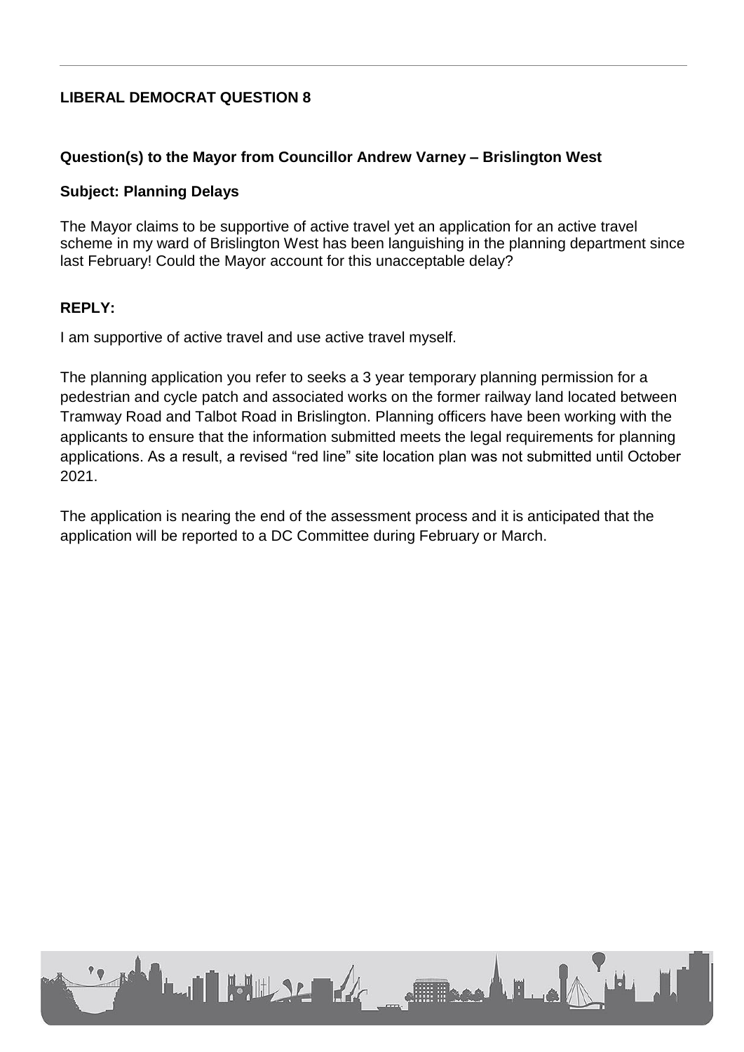**LIBERAL DEMOCRAT QUESTION 8**

**Question(s) to the Mayor from Councillor Andrew Varney – Brislington West**

**Subject: Planning Delays**

The Mayor claims to be supportive of active travel yet an application for an active travel scheme in my ward of Brislington West has been languishing in the planning department since last February! Could the Mayor account for this unacceptable delay?

**REPLY:**

I am supportive of active travel and use active travel myself.

The planning application you refer to seeks a 3 year temporary planning permission for a pedestrian and cycle patch and associated works on the former railway land located between Tramway Road and Talbot Road in Brislington. Planning officers have been working with the applicants to ensure that the information submitted meets the legal requirements for planning applications. As a result, a revised "red line" site location plan was not submitted until October 2021.

The application is nearing the end of the assessment process and it is anticipated that the application will be reported to a DC Committee during February or March.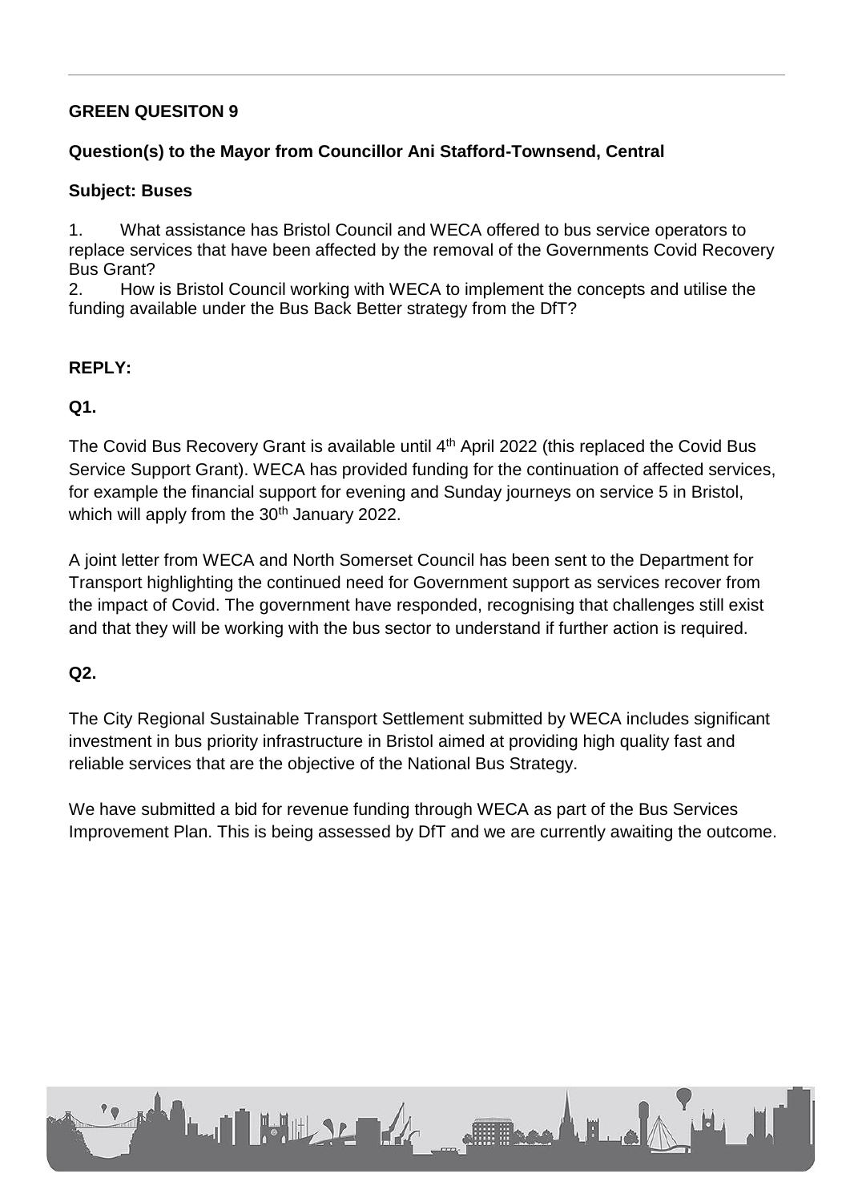**GREEN QUESITON 9**

**Question(s) to the Mayor from Councillor Ani Stafford-Townsend, Central**

**Subject: Buses**

1. What assistance has Bristol Council and WECA offered to bus service operators to replace services that have been affected by the removal of the Governments Covid Recovery Bus Grant?
2. How is Bristol Council working with WECA to implement the concepts and utilise the funding available under the Bus Back Better strategy from the DfT?

**REPLY:**

**Q1.**

The Covid Bus Recovery Grant is available until 4th April 2022 (this replaced the Covid Bus Service Support Grant). WECA has provided funding for the continuation of affected services, for example the financial support for evening and Sunday journeys on service 5 in Bristol, which will apply from the 30th January 2022.

A joint letter from WECA and North Somerset Council has been sent to the Department for Transport highlighting the continued need for Government support as services recover from the impact of Covid. The government have responded, recognising that challenges still exist and that they will be working with the bus sector to understand if further action is required.

**Q2.**

The City Regional Sustainable Transport Settlement submitted by WECA includes significant investment in bus priority infrastructure in Bristol aimed at providing high quality fast and reliable services that are the objective of the National Bus Strategy.

We have submitted a bid for revenue funding through WECA as part of the Bus Services Improvement Plan. This is being assessed by DfT and we are currently awaiting the outcome.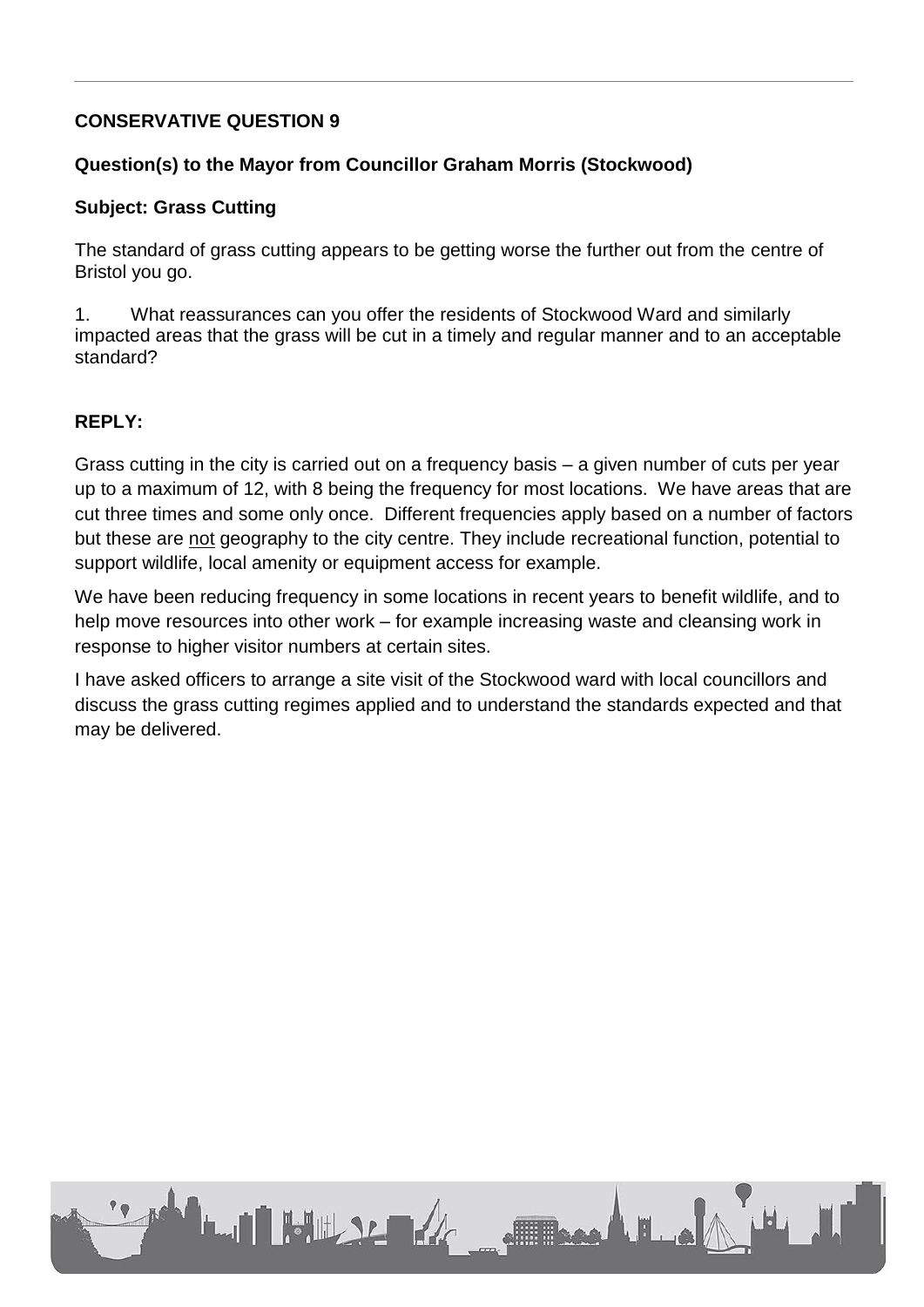**CONSERVATIVE QUESTION 9**

**Question(s) to the Mayor from Councillor Graham Morris (Stockwood)**

**Subject: Grass Cutting**

The standard of grass cutting appears to be getting worse the further out from the centre of Bristol you go.

1. What reassurances can you offer the residents of Stockwood Ward and similarly impacted areas that the grass will be cut in a timely and regular manner and to an acceptable standard?

**REPLY:**

Grass cutting in the city is carried out on a frequency basis – a given number of cuts per year up to a maximum of 12, with 8 being the frequency for most locations. We have areas that are cut three times and some only once. Different frequencies apply based on a number of factors but these are <u>not</u> geography to the city centre. They include recreational function, potential to support wildlife, local amenity or equipment access for example.

We have been reducing frequency in some locations in recent years to benefit wildlife, and to help move resources into other work – for example increasing waste and cleansing work in response to higher visitor numbers at certain sites.

I have asked officers to arrange a site visit of the Stockwood ward with local councillors and discuss the grass cutting regimes applied and to understand the standards expected and that may be delivered.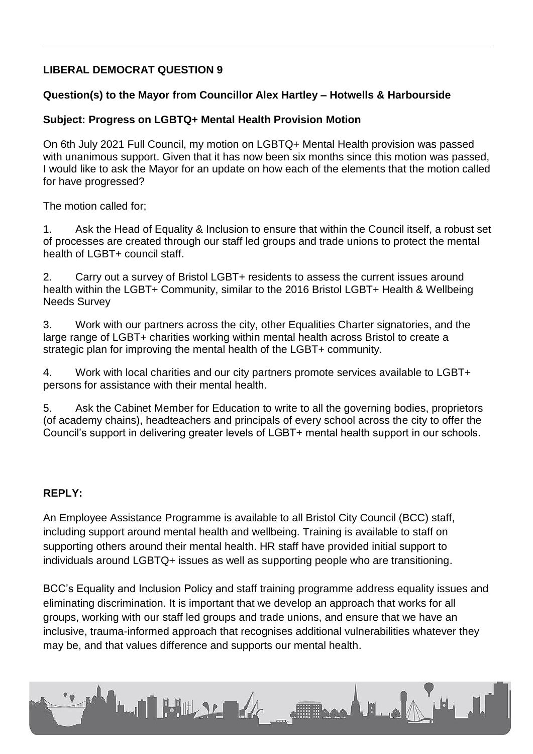**LIBERAL DEMOCRAT QUESTION 9**

**Question(s) to the Mayor from Councillor Alex Hartley – Hotwells & Harbourside**

**Subject: Progress on LGBTQ+ Mental Health Provision Motion**

On 6th July 2021 Full Council, my motion on LGBTQ+ Mental Health provision was passed with unanimous support. Given that it has now been six months since this motion was passed, I would like to ask the Mayor for an update on how each of the elements that the motion called for have progressed?

The motion called for;

1. Ask the Head of Equality & Inclusion to ensure that within the Council itself, a robust set of processes are created through our staff led groups and trade unions to protect the mental health of LGBT+ council staff.

2. Carry out a survey of Bristol LGBT+ residents to assess the current issues around health within the LGBT+ Community, similar to the 2016 Bristol LGBT+ Health & Wellbeing Needs Survey

3. Work with our partners across the city, other Equalities Charter signatories, and the large range of LGBT+ charities working within mental health across Bristol to create a strategic plan for improving the mental health of the LGBT+ community.

4. Work with local charities and our city partners promote services available to LGBT+ persons for assistance with their mental health.

5. Ask the Cabinet Member for Education to write to all the governing bodies, proprietors (of academy chains), headteachers and principals of every school across the city to offer the Council's support in delivering greater levels of LGBT+ mental health support in our schools.

**REPLY:**

An Employee Assistance Programme is available to all Bristol City Council (BCC) staff, including support around mental health and wellbeing. Training is available to staff on supporting others around their mental health. HR staff have provided initial support to individuals around LGBTQ+ issues as well as supporting people who are transitioning.

BCC's Equality and Inclusion Policy and staff training programme address equality issues and eliminating discrimination. It is important that we develop an approach that works for all groups, working with our staff led groups and trade unions, and ensure that we have an inclusive, trauma-informed approach that recognises additional vulnerabilities whatever they may be, and that values difference and supports our mental health.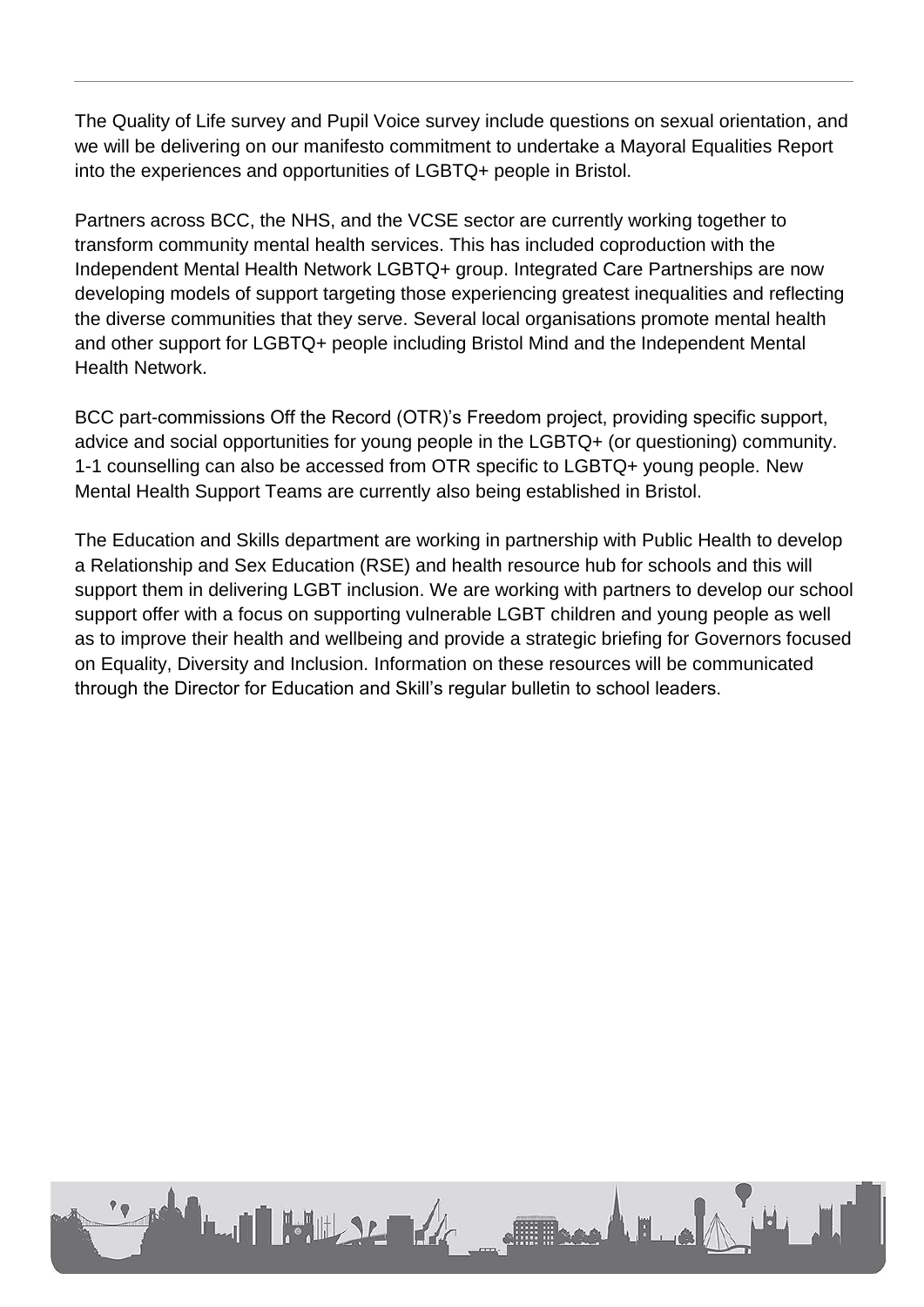The Quality of Life survey and Pupil Voice survey include questions on sexual orientation, and we will be delivering on our manifesto commitment to undertake a Mayoral Equalities Report into the experiences and opportunities of LGBTQ+ people in Bristol.

Partners across BCC, the NHS, and the VCSE sector are currently working together to transform community mental health services. This has included coproduction with the Independent Mental Health Network LGBTQ+ group. Integrated Care Partnerships are now developing models of support targeting those experiencing greatest inequalities and reflecting the diverse communities that they serve. Several local organisations promote mental health and other support for LGBTQ+ people including Bristol Mind and the Independent Mental Health Network.

BCC part-commissions Off the Record (OTR)'s Freedom project, providing specific support, advice and social opportunities for young people in the LGBTQ+ (or questioning) community. 1-1 counselling can also be accessed from OTR specific to LGBTQ+ young people. New Mental Health Support Teams are currently also being established in Bristol.

The Education and Skills department are working in partnership with Public Health to develop a Relationship and Sex Education (RSE) and health resource hub for schools and this will support them in delivering LGBT inclusion. We are working with partners to develop our school support offer with a focus on supporting vulnerable LGBT children and young people as well as to improve their health and wellbeing and provide a strategic briefing for Governors focused on Equality, Diversity and Inclusion. Information on these resources will be communicated through the Director for Education and Skill's regular bulletin to school leaders.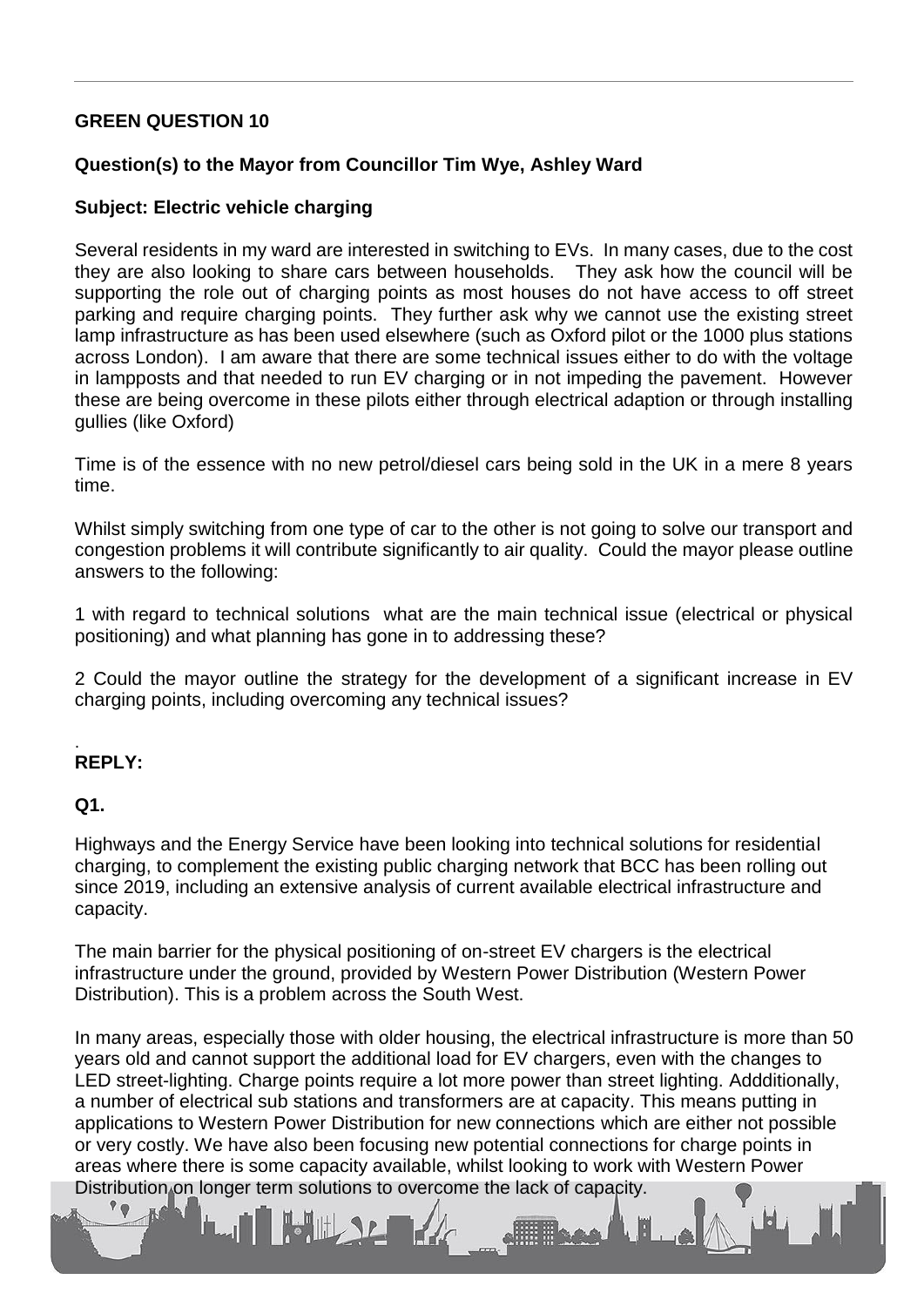**GREEN QUESTION 10**

**Question(s) to the Mayor from Councillor Tim Wye, Ashley Ward**

**Subject: Electric vehicle charging**

Several residents in my ward are interested in switching to EVs. In many cases, due to the cost they are also looking to share cars between households. They ask how the council will be supporting the role out of charging points as most houses do not have access to off street parking and require charging points. They further ask why we cannot use the existing street lamp infrastructure as has been used elsewhere (such as Oxford pilot or the 1000 plus stations across London). I am aware that there are some technical issues either to do with the voltage in lampposts and that needed to run EV charging or in not impeding the pavement. However these are being overcome in these pilots either through electrical adaption or through installing gullies (like Oxford)

Time is of the essence with no new petrol/diesel cars being sold in the UK in a mere 8 years time.

Whilst simply switching from one type of car to the other is not going to solve our transport and congestion problems it will contribute significantly to air quality. Could the mayor please outline answers to the following:

1 with regard to technical solutions what are the main technical issue (electrical or physical positioning) and what planning has gone in to addressing these?

2 Could the mayor outline the strategy for the development of a significant increase in EV charging points, including overcoming any technical issues?

.
**REPLY:**

**Q1.**

Highways and the Energy Service have been looking into technical solutions for residential charging, to complement the existing public charging network that BCC has been rolling out since 2019, including an extensive analysis of current available electrical infrastructure and capacity.

The main barrier for the physical positioning of on-street EV chargers is the electrical infrastructure under the ground, provided by Western Power Distribution (Western Power Distribution). This is a problem across the South West.

In many areas, especially those with older housing, the electrical infrastructure is more than 50 years old and cannot support the additional load for EV chargers, even with the changes to LED street-lighting. Charge points require a lot more power than street lighting. Addditionally, a number of electrical sub stations and transformers are at capacity. This means putting in applications to Western Power Distribution for new connections which are either not possible or very costly. We have also been focusing new potential connections for charge points in areas where there is some capacity available, whilst looking to work with Western Power Distribution on longer term solutions to overcome the lack of capacity.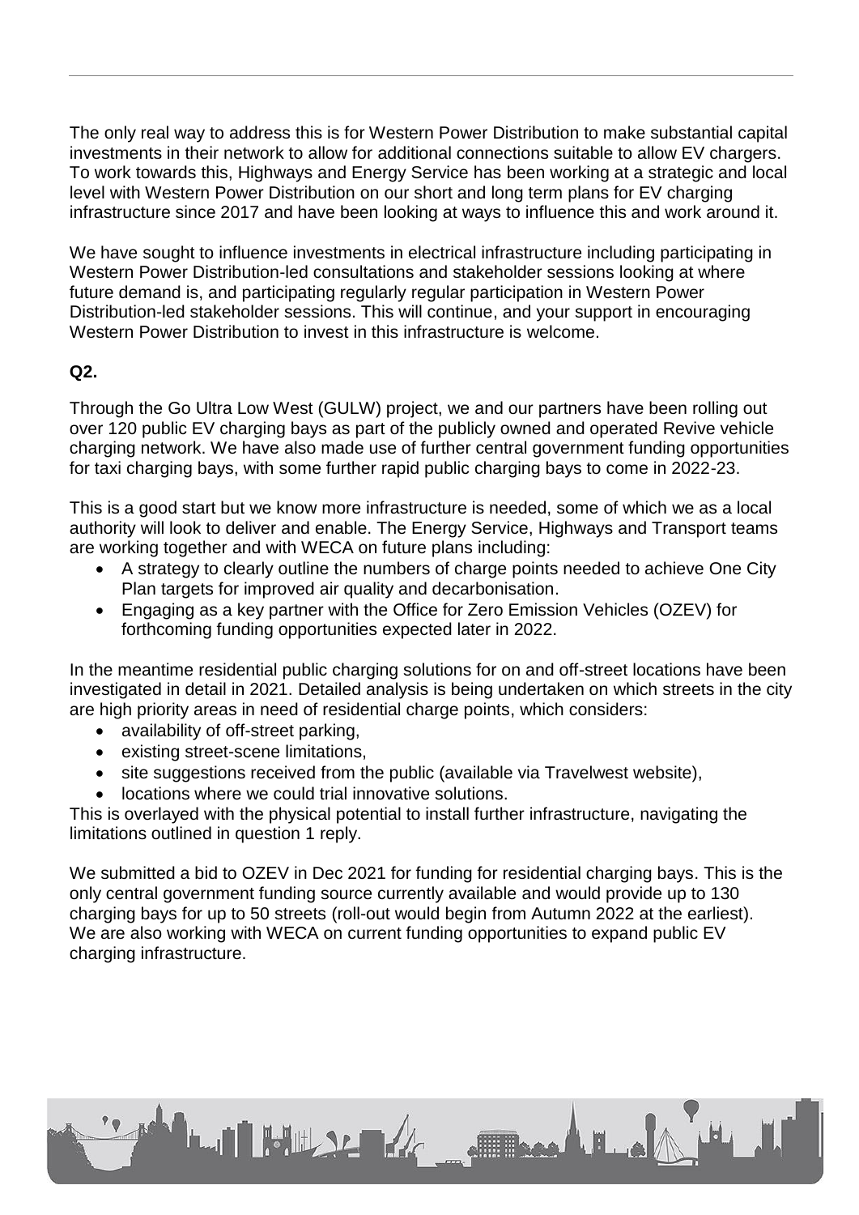The only real way to address this is for Western Power Distribution to make substantial capital investments in their network to allow for additional connections suitable to allow EV chargers. To work towards this, Highways and Energy Service has been working at a strategic and local level with Western Power Distribution on our short and long term plans for EV charging infrastructure since 2017 and have been looking at ways to influence this and work around it.

We have sought to influence investments in electrical infrastructure including participating in Western Power Distribution-led consultations and stakeholder sessions looking at where future demand is, and participating regularly regular participation in Western Power Distribution-led stakeholder sessions. This will continue, and your support in encouraging Western Power Distribution to invest in this infrastructure is welcome.

**Q2.**

Through the Go Ultra Low West (GULW) project, we and our partners have been rolling out over 120 public EV charging bays as part of the publicly owned and operated Revive vehicle charging network. We have also made use of further central government funding opportunities for taxi charging bays, with some further rapid public charging bays to come in 2022-23.

This is a good start but we know more infrastructure is needed, some of which we as a local authority will look to deliver and enable. The Energy Service, Highways and Transport teams are working together and with WECA on future plans including:

- A strategy to clearly outline the numbers of charge points needed to achieve One City Plan targets for improved air quality and decarbonisation.
- Engaging as a key partner with the Office for Zero Emission Vehicles (OZEV) for forthcoming funding opportunities expected later in 2022.

In the meantime residential public charging solutions for on and off-street locations have been investigated in detail in 2021. Detailed analysis is being undertaken on which streets in the city are high priority areas in need of residential charge points, which considers:

- availability of off-street parking,
- existing street-scene limitations,
- site suggestions received from the public (available via Travelwest website),
- locations where we could trial innovative solutions.

This is overlayed with the physical potential to install further infrastructure, navigating the limitations outlined in question 1 reply.

We submitted a bid to OZEV in Dec 2021 for funding for residential charging bays. This is the only central government funding source currently available and would provide up to 130 charging bays for up to 50 streets (roll-out would begin from Autumn 2022 at the earliest). We are also working with WECA on current funding opportunities to expand public EV charging infrastructure.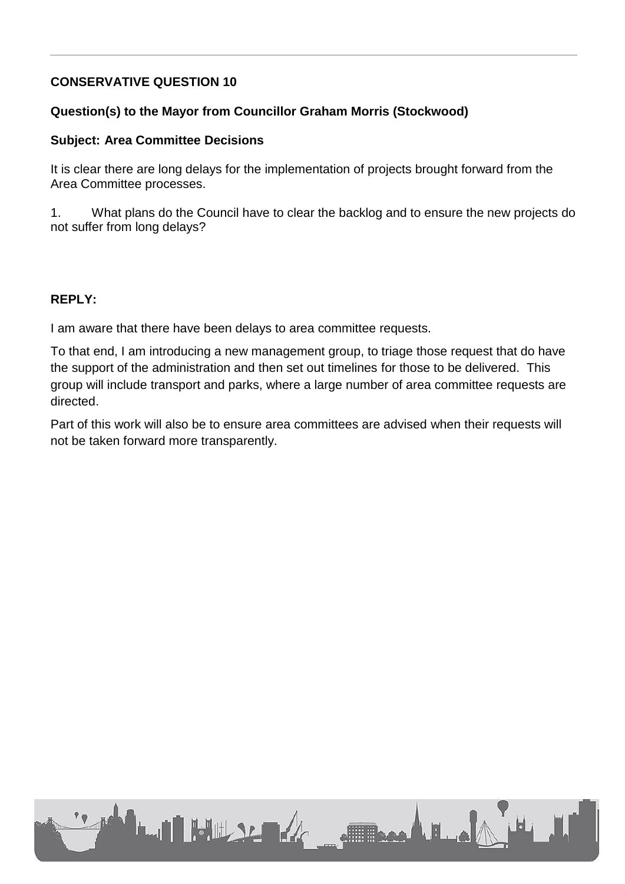**CONSERVATIVE QUESTION 10**

**Question(s) to the Mayor from Councillor Graham Morris (Stockwood)**

**Subject: Area Committee Decisions**

It is clear there are long delays for the implementation of projects brought forward from the Area Committee processes.

1. What plans do the Council have to clear the backlog and to ensure the new projects do not suffer from long delays?

**REPLY:**

I am aware that there have been delays to area committee requests.

To that end, I am introducing a new management group, to triage those request that do have the support of the administration and then set out timelines for those to be delivered. This group will include transport and parks, where a large number of area committee requests are directed.

Part of this work will also be to ensure area committees are advised when their requests will not be taken forward more transparently.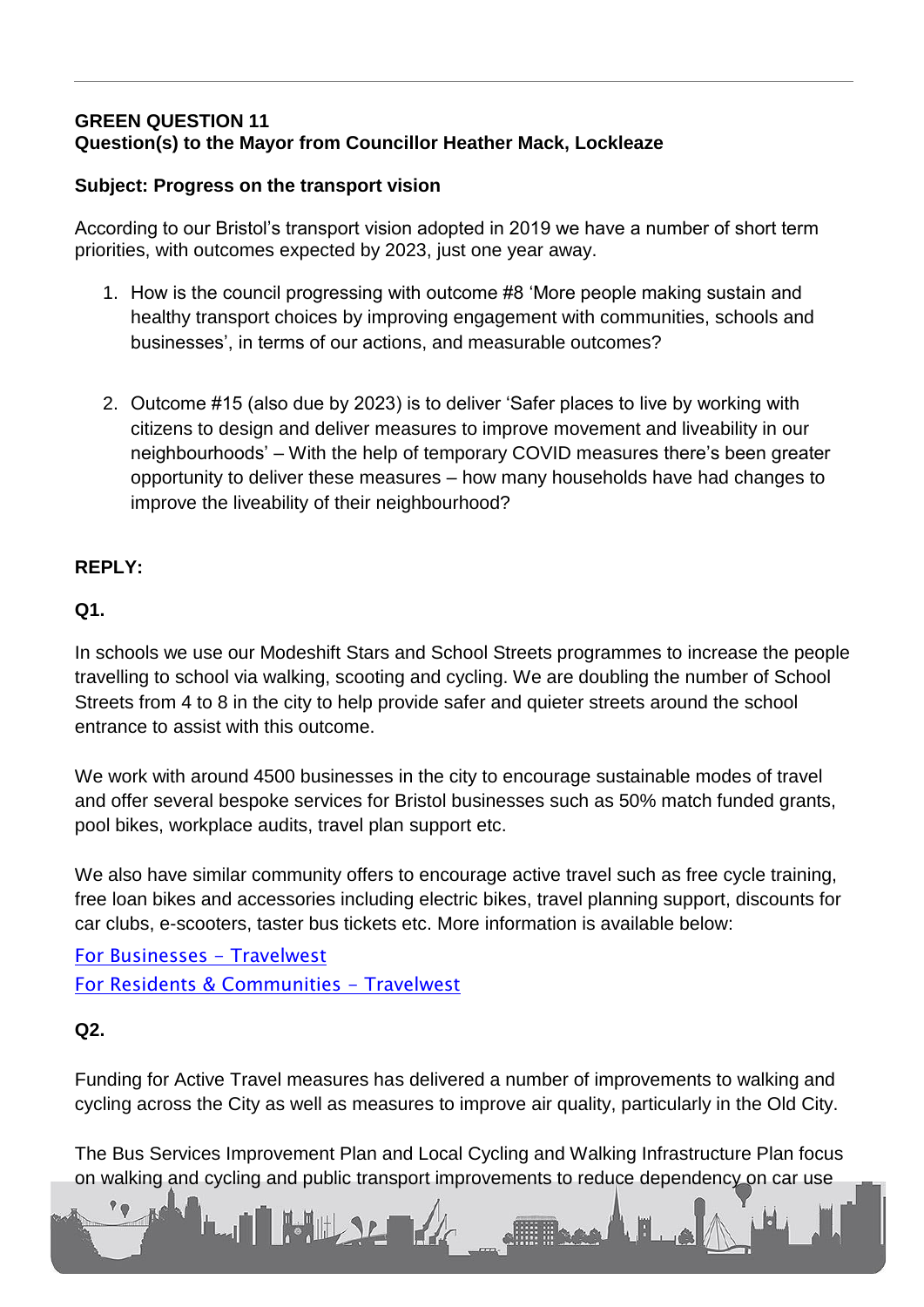**GREEN QUESTION 11**
**Question(s) to the Mayor from Councillor Heather Mack, Lockleaze**

**Subject: Progress on the transport vision**

According to our Bristol's transport vision adopted in 2019 we have a number of short term priorities, with outcomes expected by 2023, just one year away.

1. How is the council progressing with outcome #8 'More people making sustain and healthy transport choices by improving engagement with communities, schools and businesses', in terms of our actions, and measurable outcomes?

2. Outcome #15 (also due by 2023) is to deliver 'Safer places to live by working with citizens to design and deliver measures to improve movement and liveability in our neighbourhoods' – With the help of temporary COVID measures there's been greater opportunity to deliver these measures – how many households have had changes to improve the liveability of their neighbourhood?

**REPLY:**

**Q1.**

In schools we use our Modeshift Stars and School Streets programmes to increase the people travelling to school via walking, scooting and cycling. We are doubling the number of School Streets from 4 to 8 in the city to help provide safer and quieter streets around the school entrance to assist with this outcome.

We work with around 4500 businesses in the city to encourage sustainable modes of travel and offer several bespoke services for Bristol businesses such as 50% match funded grants, pool bikes, workplace audits, travel plan support etc.

We also have similar community offers to encourage active travel such as free cycle training, free loan bikes and accessories including electric bikes, travel planning support, discounts for car clubs, e-scooters, taster bus tickets etc. More information is available below:

For Businesses - Travelwest
For Residents & Communities - Travelwest

**Q2.**

Funding for Active Travel measures has delivered a number of improvements to walking and cycling across the City as well as measures to improve air quality, particularly in the Old City.

The Bus Services Improvement Plan and Local Cycling and Walking Infrastructure Plan focus on walking and cycling and public transport improvements to reduce dependency on car use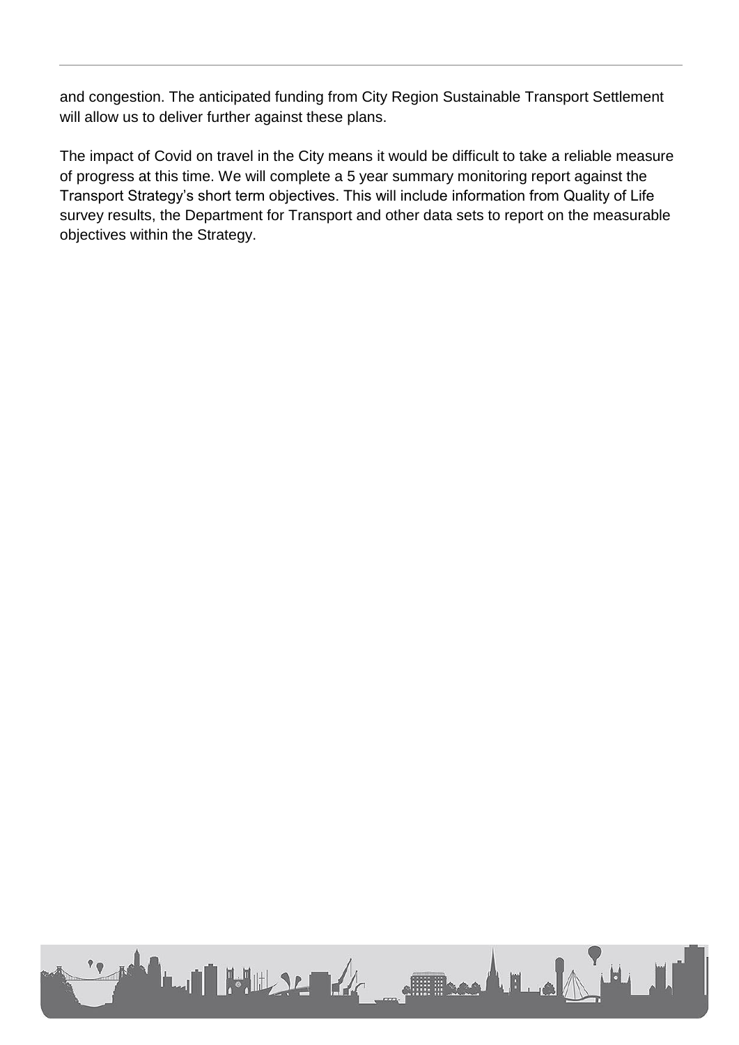and congestion. The anticipated funding from City Region Sustainable Transport Settlement will allow us to deliver further against these plans.

The impact of Covid on travel in the City means it would be difficult to take a reliable measure of progress at this time. We will complete a 5 year summary monitoring report against the Transport Strategy's short term objectives. This will include information from Quality of Life survey results, the Department for Transport and other data sets to report on the measurable objectives within the Strategy.